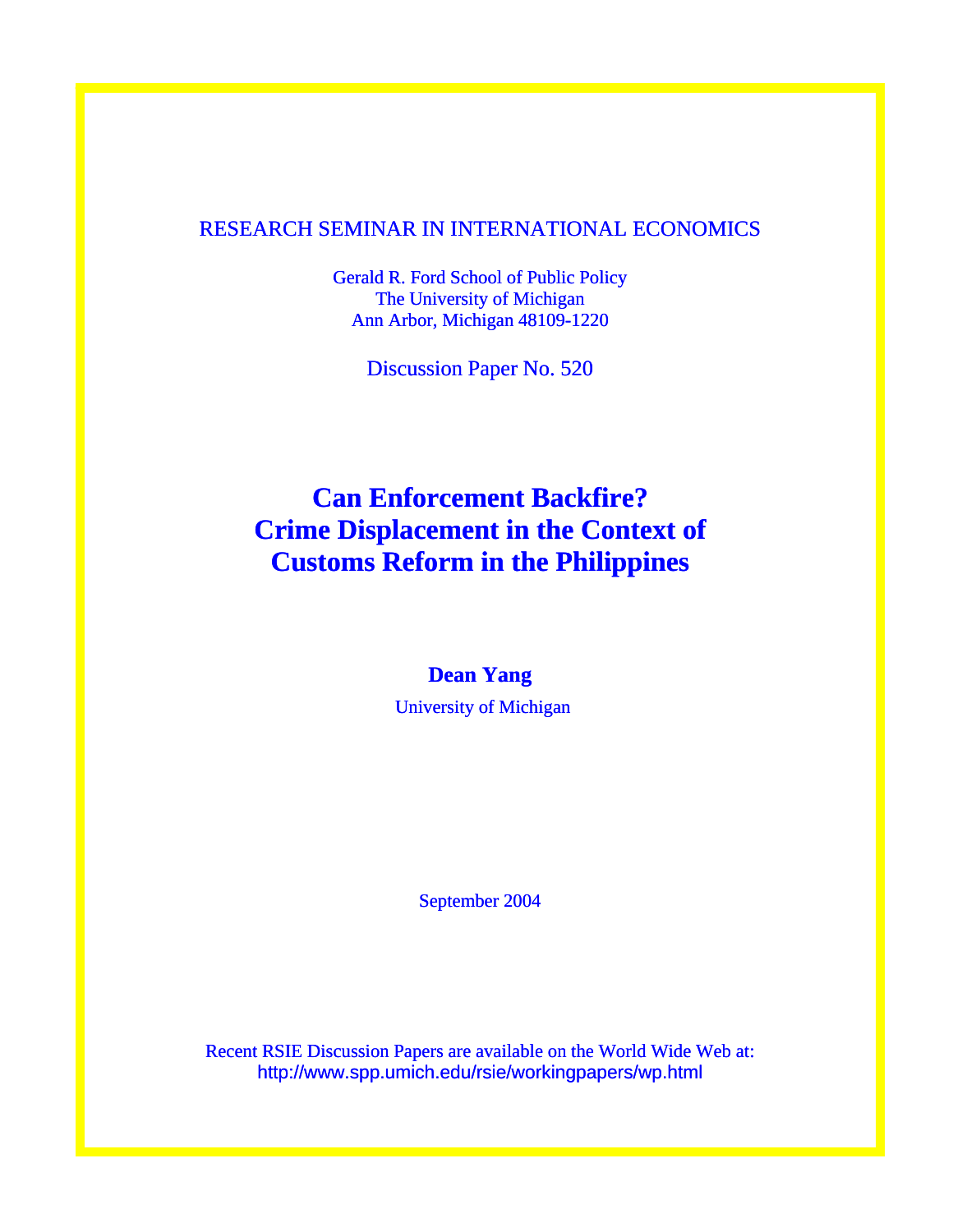RESEARCH SEMINAR IN INTERNATIONAL ECONOMICS

Gerald R. Ford School of Public Policy
The University of Michigan
Ann Arbor, Michigan 48109-1220

Discussion Paper No. 520

# Can Enforcement Backfire? Crime Displacement in the Context of Customs Reform in the Philippines

**Dean Yang**

University of Michigan

September 2004

Recent RSIE Discussion Papers are available on the World Wide Web at:
http://www.spp.umich.edu/rsie/workingpapers/wp.html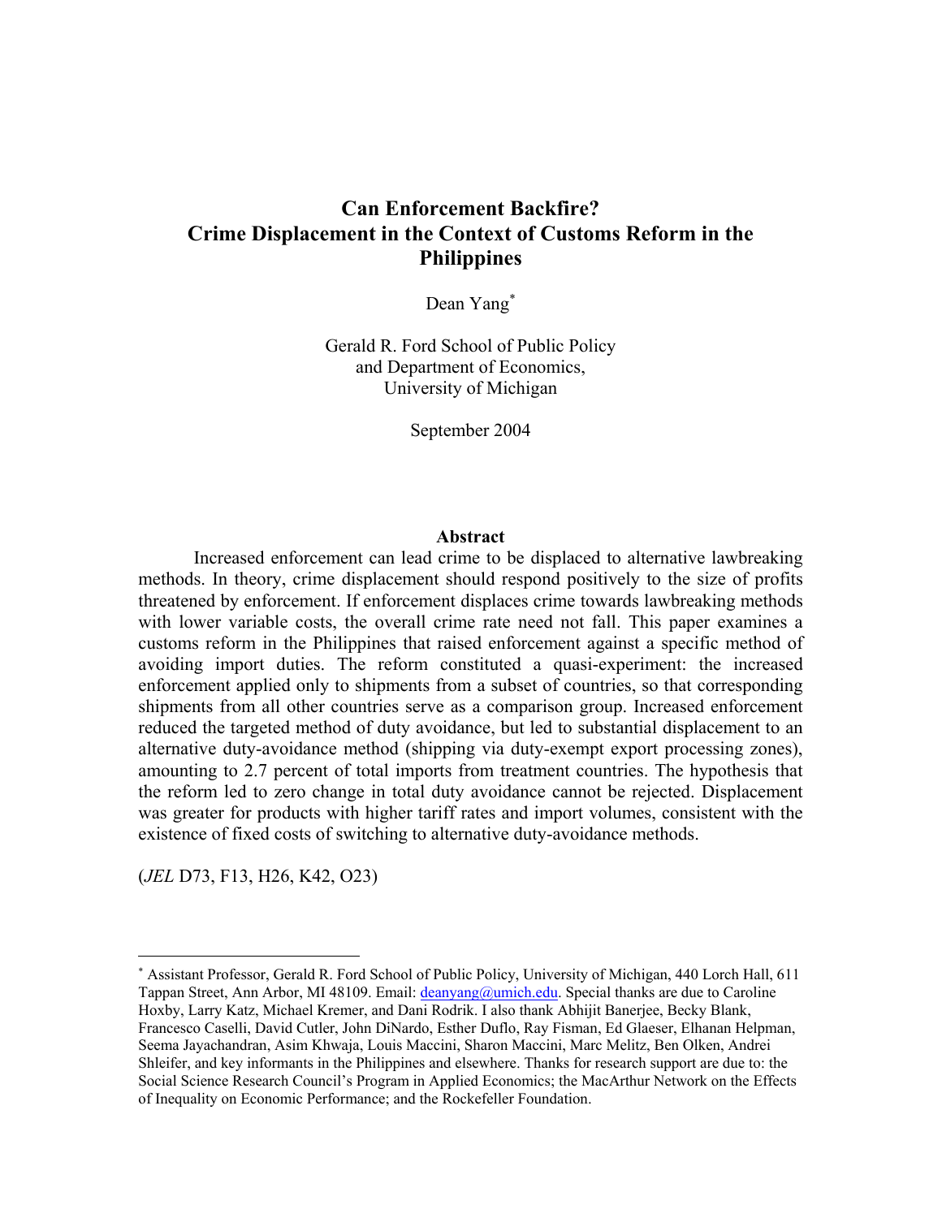# Can Enforcement Backfire?
# Crime Displacement in the Context of Customs Reform in the Philippines

Dean Yang[*]

Gerald R. Ford School of Public Policy
and Department of Economics,
University of Michigan

September 2004

## Abstract

Increased enforcement can lead crime to be displaced to alternative lawbreaking methods. In theory, crime displacement should respond positively to the size of profits threatened by enforcement. If enforcement displaces crime towards lawbreaking methods with lower variable costs, the overall crime rate need not fall. This paper examines a customs reform in the Philippines that raised enforcement against a specific method of avoiding import duties. The reform constituted a quasi-experiment: the increased enforcement applied only to shipments from a subset of countries, so that corresponding shipments from all other countries serve as a comparison group. Increased enforcement reduced the targeted method of duty avoidance, but led to substantial displacement to an alternative duty-avoidance method (shipping via duty-exempt export processing zones), amounting to 2.7 percent of total imports from treatment countries. The hypothesis that the reform led to zero change in total duty avoidance cannot be rejected. Displacement was greater for products with higher tariff rates and import volumes, consistent with the existence of fixed costs of switching to alternative duty-avoidance methods.

(*JEL* D73, F13, H26, K42, O23)

---

[*] Assistant Professor, Gerald R. Ford School of Public Policy, University of Michigan, 440 Lorch Hall, 611 Tappan Street, Ann Arbor, MI 48109. Email: deanyang@umich.edu. Special thanks are due to Caroline Hoxby, Larry Katz, Michael Kremer, and Dani Rodrik. I also thank Abhijit Banerjee, Becky Blank, Francesco Caselli, David Cutler, John DiNardo, Esther Duflo, Ray Fisman, Ed Glaeser, Elhanan Helpman, Seema Jayachandran, Asim Khwaja, Louis Maccini, Sharon Maccini, Marc Melitz, Ben Olken, Andrei Shleifer, and key informants in the Philippines and elsewhere. Thanks for research support are due to: the Social Science Research Council's Program in Applied Economics; the MacArthur Network on the Effects of Inequality on Economic Performance; and the Rockefeller Foundation.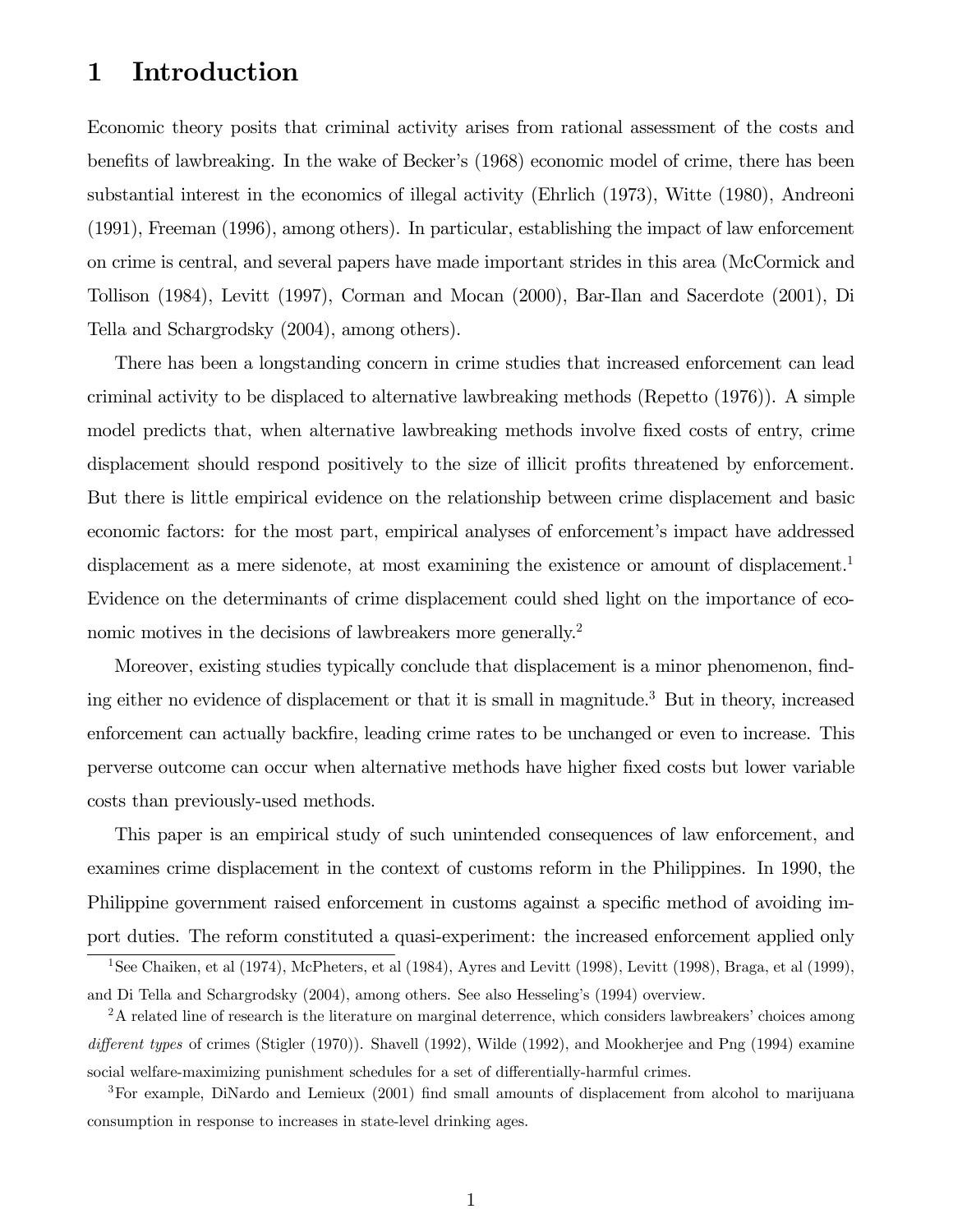# 1 Introduction

Economic theory posits that criminal activity arises from rational assessment of the costs and benefits of lawbreaking. In the wake of Becker's (1968) economic model of crime, there has been substantial interest in the economics of illegal activity (Ehrlich (1973), Witte (1980), Andreoni (1991), Freeman (1996), among others). In particular, establishing the impact of law enforcement on crime is central, and several papers have made important strides in this area (McCormick and Tollison (1984), Levitt (1997), Corman and Mocan (2000), Bar-Ilan and Sacerdote (2001), Di Tella and Schargrodsky (2004), among others).

There has been a longstanding concern in crime studies that increased enforcement can lead criminal activity to be displaced to alternative lawbreaking methods (Repetto (1976)). A simple model predicts that, when alternative lawbreaking methods involve fixed costs of entry, crime displacement should respond positively to the size of illicit profits threatened by enforcement. But there is little empirical evidence on the relationship between crime displacement and basic economic factors: for the most part, empirical analyses of enforcement's impact have addressed displacement as a mere sidenote, at most examining the existence or amount of displacement.[1] Evidence on the determinants of crime displacement could shed light on the importance of economic motives in the decisions of lawbreakers more generally.[2]

Moreover, existing studies typically conclude that displacement is a minor phenomenon, finding either no evidence of displacement or that it is small in magnitude.[3] But in theory, increased enforcement can actually backfire, leading crime rates to be unchanged or even to increase. This perverse outcome can occur when alternative methods have higher fixed costs but lower variable costs than previously-used methods.

This paper is an empirical study of such unintended consequences of law enforcement, and examines crime displacement in the context of customs reform in the Philippines. In 1990, the Philippine government raised enforcement in customs against a specific method of avoiding import duties. The reform constituted a quasi-experiment: the increased enforcement applied only

[1] See Chaiken, et al (1974), McPheters, et al (1984), Ayres and Levitt (1998), Levitt (1998), Braga, et al (1999), and Di Tella and Schargrodsky (2004), among others. See also Hesseling's (1994) overview.

[2] A related line of research is the literature on marginal deterrence, which considers lawbreakers' choices among *different types* of crimes (Stigler (1970)). Shavell (1992), Wilde (1992), and Mookherjee and Png (1994) examine social welfare-maximizing punishment schedules for a set of differentially-harmful crimes.

[3] For example, DiNardo and Lemieux (2001) find small amounts of displacement from alcohol to marijuana consumption in response to increases in state-level drinking ages.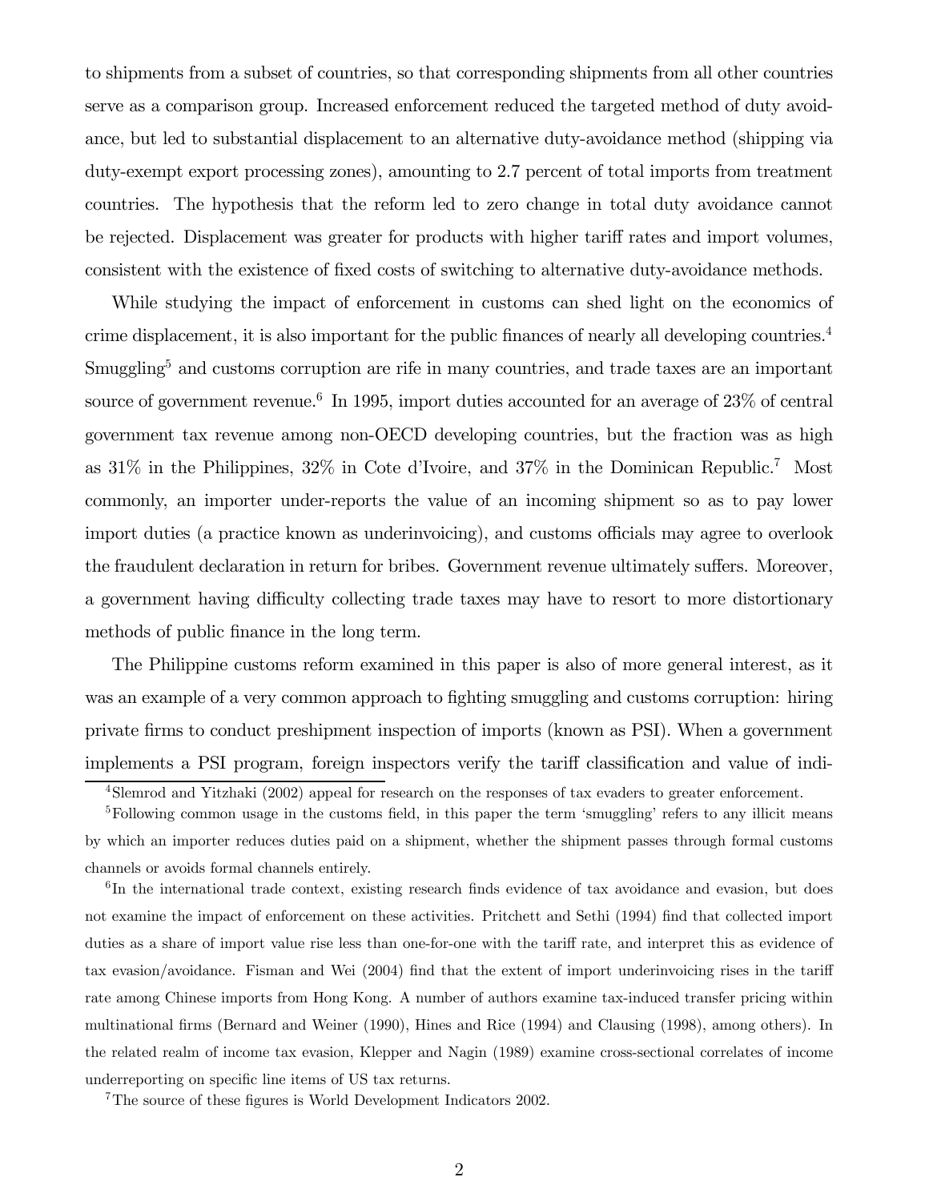to shipments from a subset of countries, so that corresponding shipments from all other countries serve as a comparison group. Increased enforcement reduced the targeted method of duty avoidance, but led to substantial displacement to an alternative duty-avoidance method (shipping via duty-exempt export processing zones), amounting to 2.7 percent of total imports from treatment countries. The hypothesis that the reform led to zero change in total duty avoidance cannot be rejected. Displacement was greater for products with higher tariff rates and import volumes, consistent with the existence of fixed costs of switching to alternative duty-avoidance methods.

While studying the impact of enforcement in customs can shed light on the economics of crime displacement, it is also important for the public finances of nearly all developing countries.[4] Smuggling[5] and customs corruption are rife in many countries, and trade taxes are an important source of government revenue.[6] In 1995, import duties accounted for an average of 23% of central government tax revenue among non-OECD developing countries, but the fraction was as high as 31% in the Philippines, 32% in Cote d'Ivoire, and 37% in the Dominican Republic.[7] Most commonly, an importer under-reports the value of an incoming shipment so as to pay lower import duties (a practice known as underinvoicing), and customs officials may agree to overlook the fraudulent declaration in return for bribes. Government revenue ultimately suffers. Moreover, a government having difficulty collecting trade taxes may have to resort to more distortionary methods of public finance in the long term.

The Philippine customs reform examined in this paper is also of more general interest, as it was an example of a very common approach to fighting smuggling and customs corruption: hiring private firms to conduct preshipment inspection of imports (known as PSI). When a government implements a PSI program, foreign inspectors verify the tariff classification and value of indi-

---

[4] Slemrod and Yitzhaki (2002) appeal for research on the responses of tax evaders to greater enforcement.

[5] Following common usage in the customs field, in this paper the term 'smuggling' refers to any illicit means by which an importer reduces duties paid on a shipment, whether the shipment passes through formal customs channels or avoids formal channels entirely.

[6] In the international trade context, existing research finds evidence of tax avoidance and evasion, but does not examine the impact of enforcement on these activities. Pritchett and Sethi (1994) find that collected import duties as a share of import value rise less than one-for-one with the tariff rate, and interpret this as evidence of tax evasion/avoidance. Fisman and Wei (2004) find that the extent of import underinvoicing rises in the tariff rate among Chinese imports from Hong Kong. A number of authors examine tax-induced transfer pricing within multinational firms (Bernard and Weiner (1990), Hines and Rice (1994) and Clausing (1998), among others). In the related realm of income tax evasion, Klepper and Nagin (1989) examine cross-sectional correlates of income underreporting on specific line items of US tax returns.

[7] The source of these figures is World Development Indicators 2002.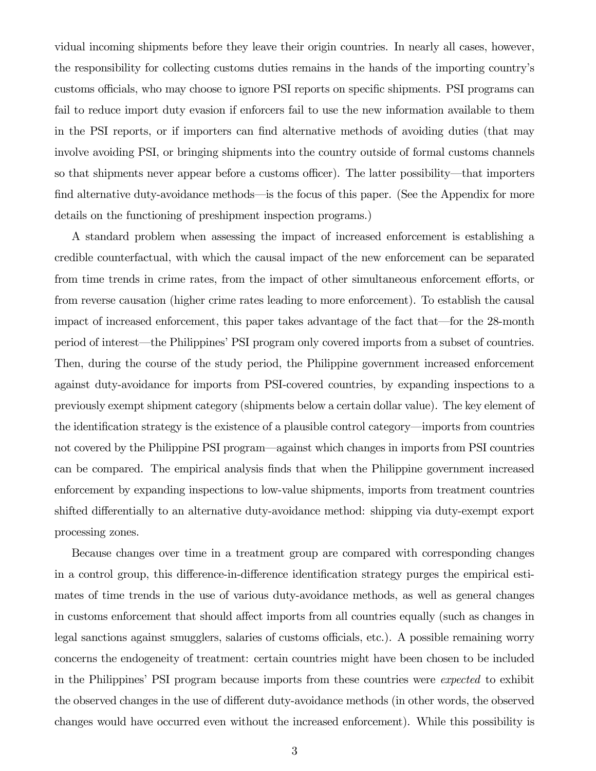vidual incoming shipments before they leave their origin countries. In nearly all cases, however, the responsibility for collecting customs duties remains in the hands of the importing country's customs officials, who may choose to ignore PSI reports on specific shipments. PSI programs can fail to reduce import duty evasion if enforcers fail to use the new information available to them in the PSI reports, or if importers can find alternative methods of avoiding duties (that may involve avoiding PSI, or bringing shipments into the country outside of formal customs channels so that shipments never appear before a customs officer). The latter possibility—that importers find alternative duty-avoidance methods—is the focus of this paper. (See the Appendix for more details on the functioning of preshipment inspection programs.)

A standard problem when assessing the impact of increased enforcement is establishing a credible counterfactual, with which the causal impact of the new enforcement can be separated from time trends in crime rates, from the impact of other simultaneous enforcement efforts, or from reverse causation (higher crime rates leading to more enforcement). To establish the causal impact of increased enforcement, this paper takes advantage of the fact that—for the 28-month period of interest—the Philippines' PSI program only covered imports from a subset of countries. Then, during the course of the study period, the Philippine government increased enforcement against duty-avoidance for imports from PSI-covered countries, by expanding inspections to a previously exempt shipment category (shipments below a certain dollar value). The key element of the identification strategy is the existence of a plausible control category—imports from countries not covered by the Philippine PSI program—against which changes in imports from PSI countries can be compared. The empirical analysis finds that when the Philippine government increased enforcement by expanding inspections to low-value shipments, imports from treatment countries shifted differentially to an alternative duty-avoidance method: shipping via duty-exempt export processing zones.

Because changes over time in a treatment group are compared with corresponding changes in a control group, this difference-in-difference identification strategy purges the empirical estimates of time trends in the use of various duty-avoidance methods, as well as general changes in customs enforcement that should affect imports from all countries equally (such as changes in legal sanctions against smugglers, salaries of customs officials, etc.). A possible remaining worry concerns the endogeneity of treatment: certain countries might have been chosen to be included in the Philippines' PSI program because imports from these countries were *expected* to exhibit the observed changes in the use of different duty-avoidance methods (in other words, the observed changes would have occurred even without the increased enforcement). While this possibility is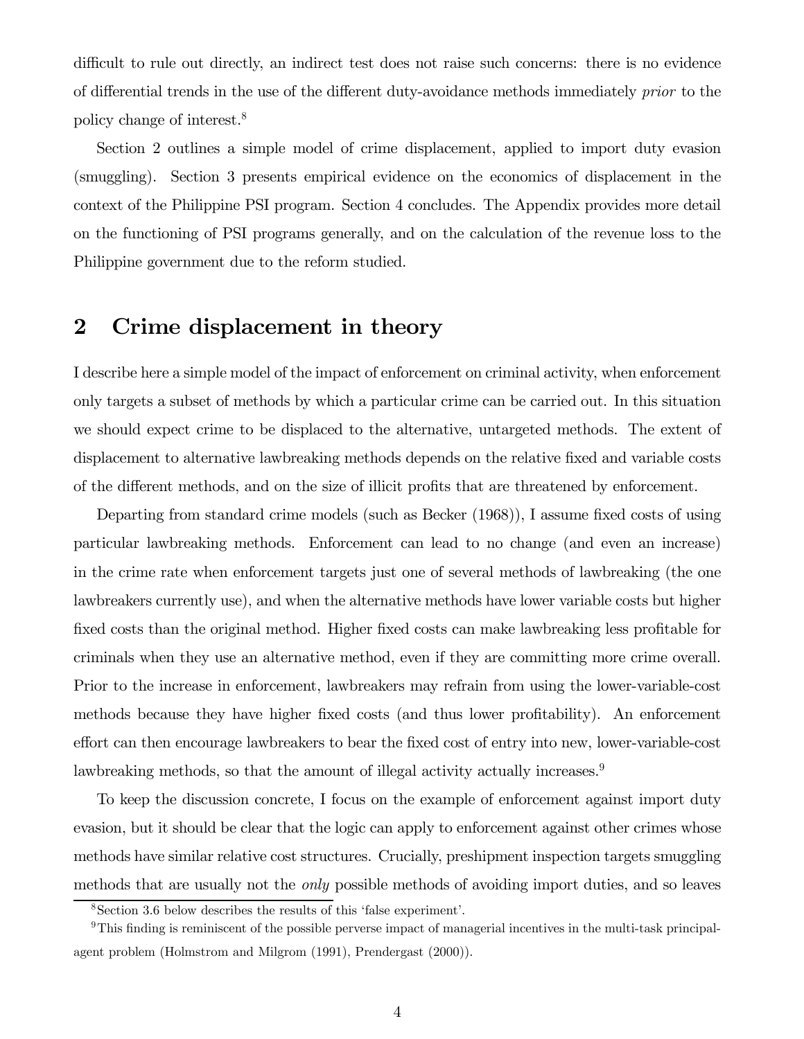difficult to rule out directly, an indirect test does not raise such concerns: there is no evidence of differential trends in the use of the different duty-avoidance methods immediately *prior* to the policy change of interest.[8]

Section 2 outlines a simple model of crime displacement, applied to import duty evasion (smuggling). Section 3 presents empirical evidence on the economics of displacement in the context of the Philippine PSI program. Section 4 concludes. The Appendix provides more detail on the functioning of PSI programs generally, and on the calculation of the revenue loss to the Philippine government due to the reform studied.

## 2 Crime displacement in theory

I describe here a simple model of the impact of enforcement on criminal activity, when enforcement only targets a subset of methods by which a particular crime can be carried out. In this situation we should expect crime to be displaced to the alternative, untargeted methods. The extent of displacement to alternative lawbreaking methods depends on the relative fixed and variable costs of the different methods, and on the size of illicit profits that are threatened by enforcement.

Departing from standard crime models (such as Becker (1968)), I assume fixed costs of using particular lawbreaking methods. Enforcement can lead to no change (and even an increase) in the crime rate when enforcement targets just one of several methods of lawbreaking (the one lawbreakers currently use), and when the alternative methods have lower variable costs but higher fixed costs than the original method. Higher fixed costs can make lawbreaking less profitable for criminals when they use an alternative method, even if they are committing more crime overall. Prior to the increase in enforcement, lawbreakers may refrain from using the lower-variable-cost methods because they have higher fixed costs (and thus lower profitability). An enforcement effort can then encourage lawbreakers to bear the fixed cost of entry into new, lower-variable-cost lawbreaking methods, so that the amount of illegal activity actually increases.[9]

To keep the discussion concrete, I focus on the example of enforcement against import duty evasion, but it should be clear that the logic can apply to enforcement against other crimes whose methods have similar relative cost structures. Crucially, preshipment inspection targets smuggling methods that are usually not the *only* possible methods of avoiding import duties, and so leaves

[8] Section 3.6 below describes the results of this 'false experiment'.

[9] This finding is reminiscent of the possible perverse impact of managerial incentives in the multi-task principal-agent problem (Holmstrom and Milgrom (1991), Prendergast (2000)).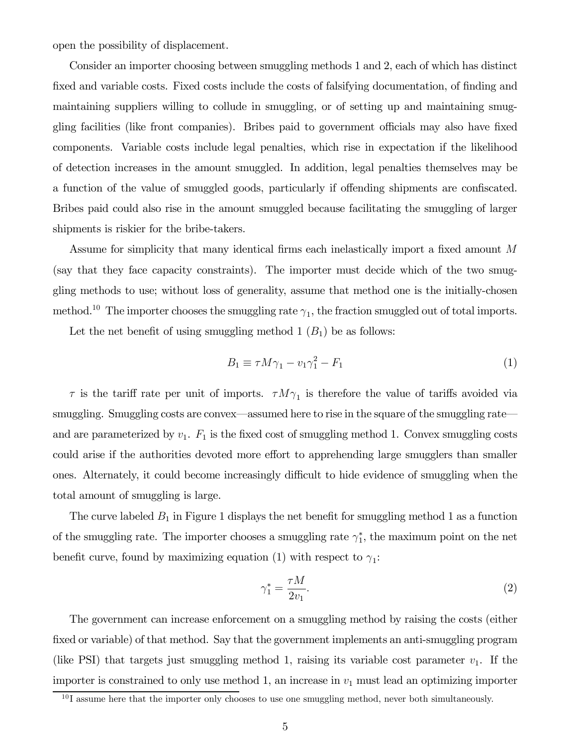open the possibility of displacement.

Consider an importer choosing between smuggling methods 1 and 2, each of which has distinct fixed and variable costs. Fixed costs include the costs of falsifying documentation, of finding and maintaining suppliers willing to collude in smuggling, or of setting up and maintaining smuggling facilities (like front companies). Bribes paid to government officials may also have fixed components. Variable costs include legal penalties, which rise in expectation if the likelihood of detection increases in the amount smuggled. In addition, legal penalties themselves may be a function of the value of smuggled goods, particularly if offending shipments are confiscated. Bribes paid could also rise in the amount smuggled because facilitating the smuggling of larger shipments is riskier for the bribe-takers.

Assume for simplicity that many identical firms each inelastically import a fixed amount $M$ (say that they face capacity constraints). The importer must decide which of the two smuggling methods to use; without loss of generality, assume that method one is the initially-chosen method.[10] The importer chooses the smuggling rate $\gamma_1$, the fraction smuggled out of total imports.

Let the net benefit of using smuggling method 1 ($B_1$) be as follows:

$$B_1 \equiv \tau M \gamma_1 - v_1 \gamma_1^2 - F_1 \tag{1}$$

$\tau$ is the tariff rate per unit of imports. $\tau M \gamma_1$ is therefore the value of tariffs avoided via smuggling. Smuggling costs are convex—assumed here to rise in the square of the smuggling rate—and are parameterized by $v_1$. $F_1$ is the fixed cost of smuggling method 1. Convex smuggling costs could arise if the authorities devoted more effort to apprehending large smugglers than smaller ones. Alternately, it could become increasingly difficult to hide evidence of smuggling when the total amount of smuggling is large.

The curve labeled $B_1$ in Figure 1 displays the net benefit for smuggling method 1 as a function of the smuggling rate. The importer chooses a smuggling rate $\gamma_1^*$, the maximum point on the net benefit curve, found by maximizing equation (1) with respect to $\gamma_1$:

$$\gamma_1^* = \frac{\tau M}{2 v_1}. \tag{2}$$

The government can increase enforcement on a smuggling method by raising the costs (either fixed or variable) of that method. Say that the government implements an anti-smuggling program (like PSI) that targets just smuggling method 1, raising its variable cost parameter $v_1$. If the importer is constrained to only use method 1, an increase in $v_1$ must lead an optimizing importer

[10] I assume here that the importer only chooses to use one smuggling method, never both simultaneously.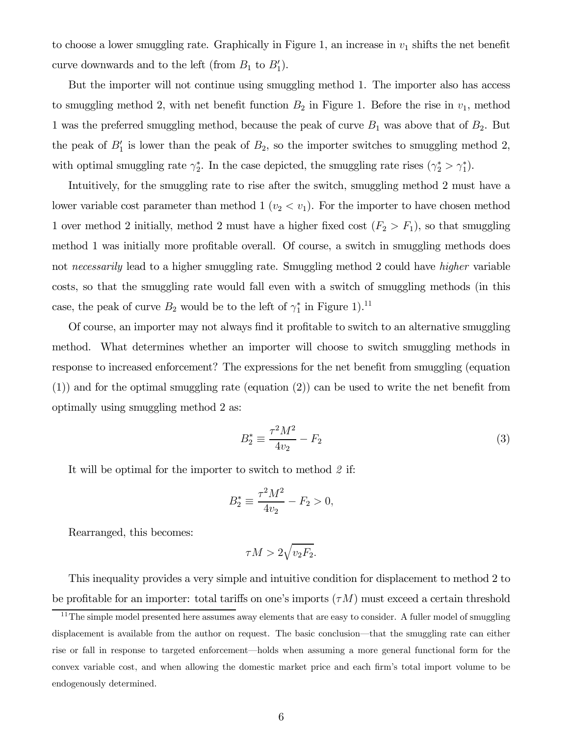to choose a lower smuggling rate. Graphically in Figure 1, an increase in $v_1$ shifts the net benefit curve downwards and to the left (from $B_1$ to $B_1'$).

But the importer will not continue using smuggling method 1. The importer also has access to smuggling method 2, with net benefit function $B_2$ in Figure 1. Before the rise in $v_1$, method 1 was the preferred smuggling method, because the peak of curve $B_1$ was above that of $B_2$. But the peak of $B_1'$ is lower than the peak of $B_2$, so the importer switches to smuggling method 2, with optimal smuggling rate $\gamma_2^*$. In the case depicted, the smuggling rate rises ($\gamma_2^* > \gamma_1^*$).

Intuitively, for the smuggling rate to rise after the switch, smuggling method 2 must have a lower variable cost parameter than method 1 ($v_2 < v_1$). For the importer to have chosen method 1 over method 2 initially, method 2 must have a higher fixed cost ($F_2 > F_1$), so that smuggling method 1 was initially more profitable overall. Of course, a switch in smuggling methods does not *necessarily* lead to a higher smuggling rate. Smuggling method 2 could have *higher* variable costs, so that the smuggling rate would fall even with a switch of smuggling methods (in this case, the peak of curve $B_2$ would be to the left of $\gamma_1^*$ in Figure 1).[11]

Of course, an importer may not always find it profitable to switch to an alternative smuggling method. What determines whether an importer will choose to switch smuggling methods in response to increased enforcement? The expressions for the net benefit from smuggling (equation (1)) and for the optimal smuggling rate (equation (2)) can be used to write the net benefit from optimally using smuggling method 2 as:

$$B_2^* \equiv \frac{\tau^2 M^2}{4v_2} - F_2 \tag{3}$$

It will be optimal for the importer to switch to method *2* if:

$$B_2^* \equiv \frac{\tau^2 M^2}{4v_2} - F_2 > 0,$$

Rearranged, this becomes:

$$\tau M > 2\sqrt{v_2 F_2}.$$

This inequality provides a very simple and intuitive condition for displacement to method 2 to be profitable for an importer: total tariffs on one's imports ($\tau M$) must exceed a certain threshold

[11] The simple model presented here assumes away elements that are easy to consider. A fuller model of smuggling displacement is available from the author on request. The basic conclusion—that the smuggling rate can either rise or fall in response to targeted enforcement—holds when assuming a more general functional form for the convex variable cost, and when allowing the domestic market price and each firm's total import volume to be endogenously determined.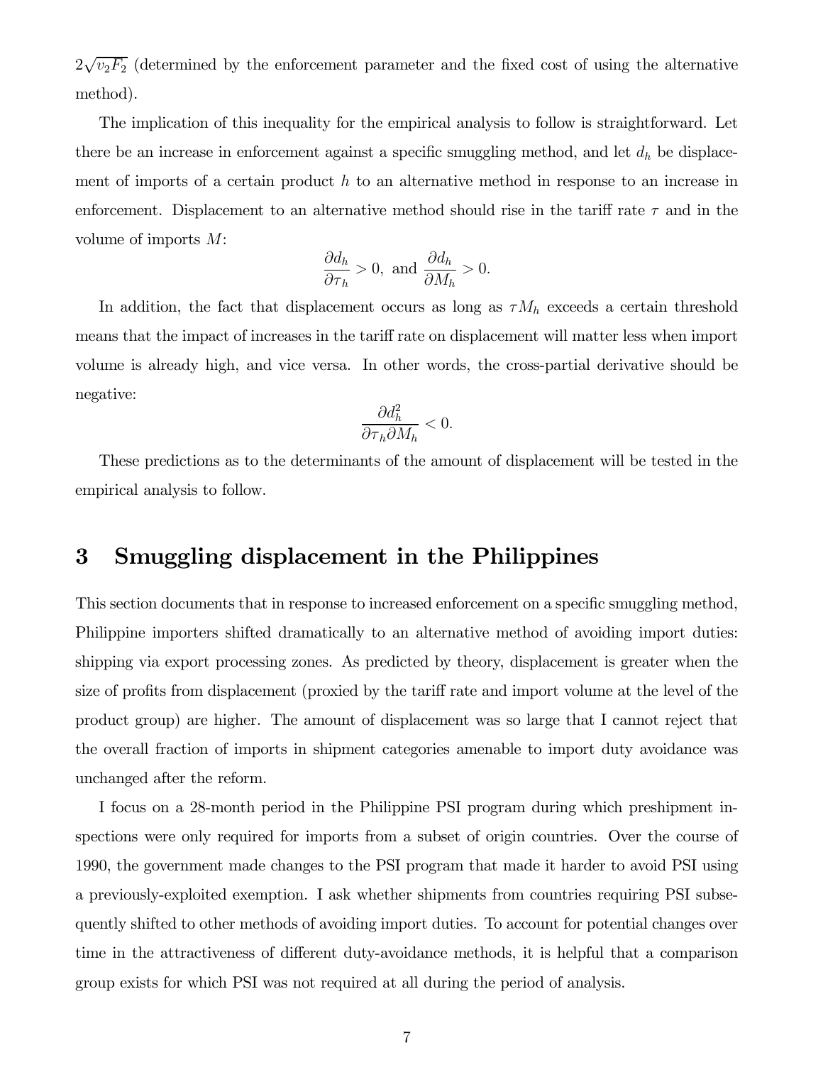$2\sqrt{v_2 F_2}$ (determined by the enforcement parameter and the fixed cost of using the alternative method).

The implication of this inequality for the empirical analysis to follow is straightforward. Let there be an increase in enforcement against a specific smuggling method, and let $d_h$ be displacement of imports of a certain product $h$ to an alternative method in response to an increase in enforcement. Displacement to an alternative method should rise in the tariff rate $\tau$ and in the volume of imports $M$:

$$\frac{\partial d_h}{\partial \tau_h} > 0, \text{ and } \frac{\partial d_h}{\partial M_h} > 0.$$

In addition, the fact that displacement occurs as long as $\tau M_h$ exceeds a certain threshold means that the impact of increases in the tariff rate on displacement will matter less when import volume is already high, and vice versa. In other words, the cross-partial derivative should be negative:

$$\frac{\partial d_h^2}{\partial \tau_h \partial M_h} < 0.$$

These predictions as to the determinants of the amount of displacement will be tested in the empirical analysis to follow.

# 3 Smuggling displacement in the Philippines

This section documents that in response to increased enforcement on a specific smuggling method, Philippine importers shifted dramatically to an alternative method of avoiding import duties: shipping via export processing zones. As predicted by theory, displacement is greater when the size of profits from displacement (proxied by the tariff rate and import volume at the level of the product group) are higher. The amount of displacement was so large that I cannot reject that the overall fraction of imports in shipment categories amenable to import duty avoidance was unchanged after the reform.

I focus on a 28-month period in the Philippine PSI program during which preshipment inspections were only required for imports from a subset of origin countries. Over the course of 1990, the government made changes to the PSI program that made it harder to avoid PSI using a previously-exploited exemption. I ask whether shipments from countries requiring PSI subsequently shifted to other methods of avoiding import duties. To account for potential changes over time in the attractiveness of different duty-avoidance methods, it is helpful that a comparison group exists for which PSI was not required at all during the period of analysis.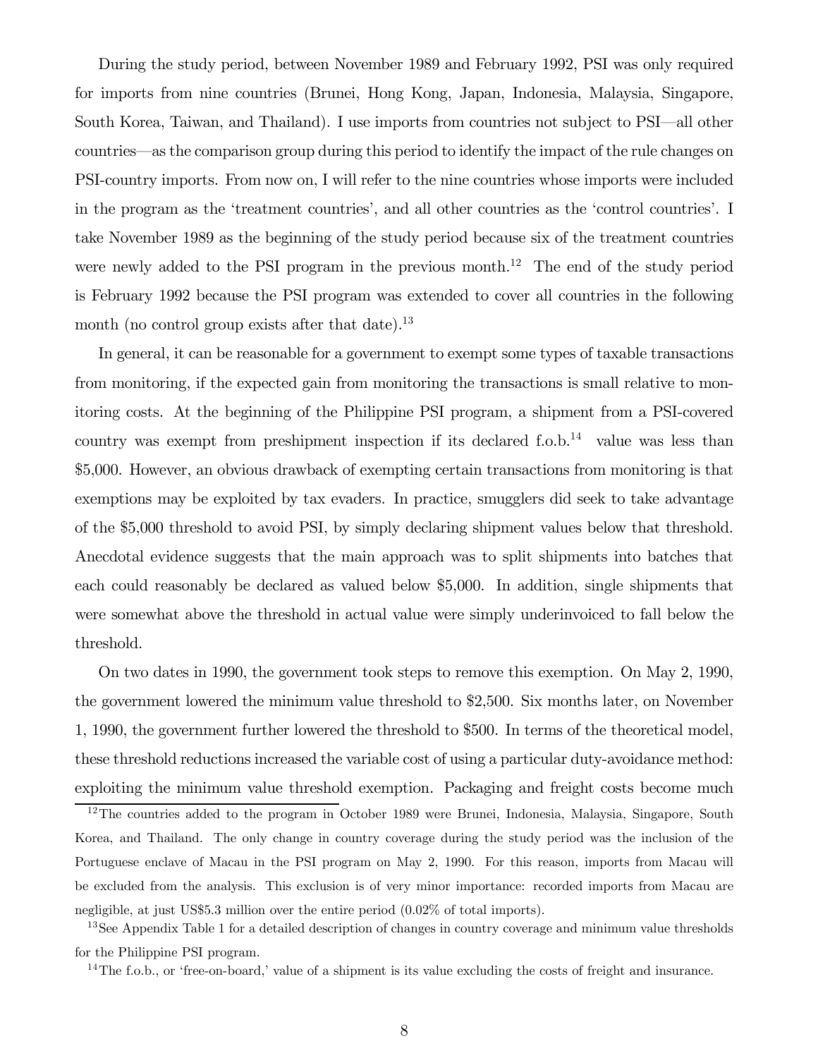During the study period, between November 1989 and February 1992, PSI was only required for imports from nine countries (Brunei, Hong Kong, Japan, Indonesia, Malaysia, Singapore, South Korea, Taiwan, and Thailand). I use imports from countries not subject to PSI—all other countries—as the comparison group during this period to identify the impact of the rule changes on PSI-country imports. From now on, I will refer to the nine countries whose imports were included in the program as the 'treatment countries', and all other countries as the 'control countries'. I take November 1989 as the beginning of the study period because six of the treatment countries were newly added to the PSI program in the previous month.[12] The end of the study period is February 1992 because the PSI program was extended to cover all countries in the following month (no control group exists after that date).[13]

In general, it can be reasonable for a government to exempt some types of taxable transactions from monitoring, if the expected gain from monitoring the transactions is small relative to monitoring costs. At the beginning of the Philippine PSI program, a shipment from a PSI-covered country was exempt from preshipment inspection if its declared f.o.b.[14] value was less than \$5,000. However, an obvious drawback of exempting certain transactions from monitoring is that exemptions may be exploited by tax evaders. In practice, smugglers did seek to take advantage of the \$5,000 threshold to avoid PSI, by simply declaring shipment values below that threshold. Anecdotal evidence suggests that the main approach was to split shipments into batches that each could reasonably be declared as valued below \$5,000. In addition, single shipments that were somewhat above the threshold in actual value were simply underinvoiced to fall below the threshold.

On two dates in 1990, the government took steps to remove this exemption. On May 2, 1990, the government lowered the minimum value threshold to \$2,500. Six months later, on November 1, 1990, the government further lowered the threshold to \$500. In terms of the theoretical model, these threshold reductions increased the variable cost of using a particular duty-avoidance method: exploiting the minimum value threshold exemption. Packaging and freight costs become much

---

[12] The countries added to the program in October 1989 were Brunei, Indonesia, Malaysia, Singapore, South Korea, and Thailand. The only change in country coverage during the study period was the inclusion of the Portuguese enclave of Macau in the PSI program on May 2, 1990. For this reason, imports from Macau will be excluded from the analysis. This exclusion is of very minor importance: recorded imports from Macau are negligible, at just US\$5.3 million over the entire period (0.02% of total imports).

[13] See Appendix Table 1 for a detailed description of changes in country coverage and minimum value thresholds for the Philippine PSI program.

[14] The f.o.b., or 'free-on-board,' value of a shipment is its value excluding the costs of freight and insurance.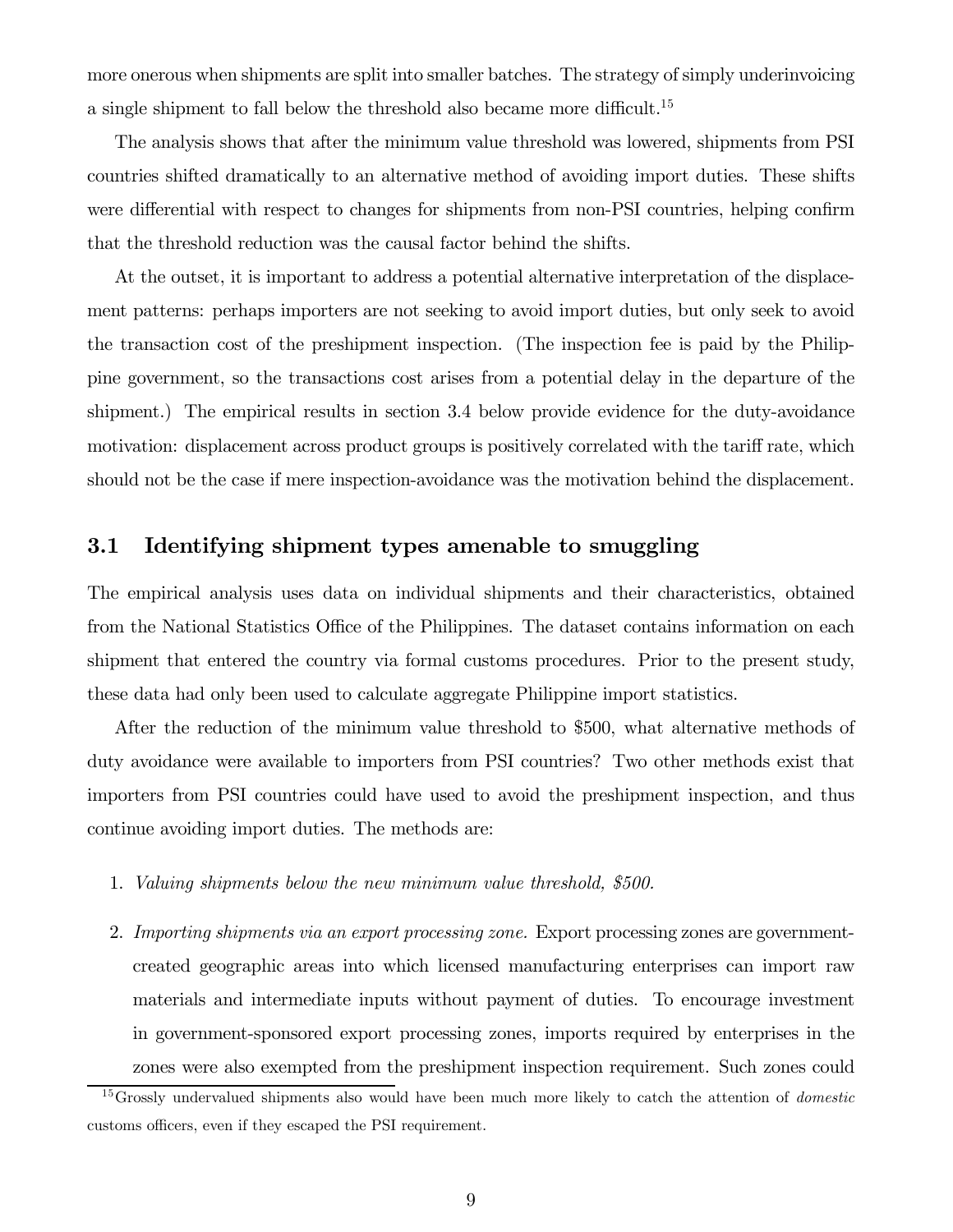more onerous when shipments are split into smaller batches. The strategy of simply underinvoicing a single shipment to fall below the threshold also became more difficult.[15]

The analysis shows that after the minimum value threshold was lowered, shipments from PSI countries shifted dramatically to an alternative method of avoiding import duties. These shifts were differential with respect to changes for shipments from non-PSI countries, helping confirm that the threshold reduction was the causal factor behind the shifts.

At the outset, it is important to address a potential alternative interpretation of the displacement patterns: perhaps importers are not seeking to avoid import duties, but only seek to avoid the transaction cost of the preshipment inspection. (The inspection fee is paid by the Philippine government, so the transactions cost arises from a potential delay in the departure of the shipment.) The empirical results in section 3.4 below provide evidence for the duty-avoidance motivation: displacement across product groups is positively correlated with the tariff rate, which should not be the case if mere inspection-avoidance was the motivation behind the displacement.

## 3.1 Identifying shipment types amenable to smuggling

The empirical analysis uses data on individual shipments and their characteristics, obtained from the National Statistics Office of the Philippines. The dataset contains information on each shipment that entered the country via formal customs procedures. Prior to the present study, these data had only been used to calculate aggregate Philippine import statistics.

After the reduction of the minimum value threshold to \$500, what alternative methods of duty avoidance were available to importers from PSI countries? Two other methods exist that importers from PSI countries could have used to avoid the preshipment inspection, and thus continue avoiding import duties. The methods are:

1. *Valuing shipments below the new minimum value threshold, \$500.*
2. *Importing shipments via an export processing zone.* Export processing zones are government-created geographic areas into which licensed manufacturing enterprises can import raw materials and intermediate inputs without payment of duties. To encourage investment in government-sponsored export processing zones, imports required by enterprises in the zones were also exempted from the preshipment inspection requirement. Such zones could

[15] Grossly undervalued shipments also would have been much more likely to catch the attention of *domestic* customs officers, even if they escaped the PSI requirement.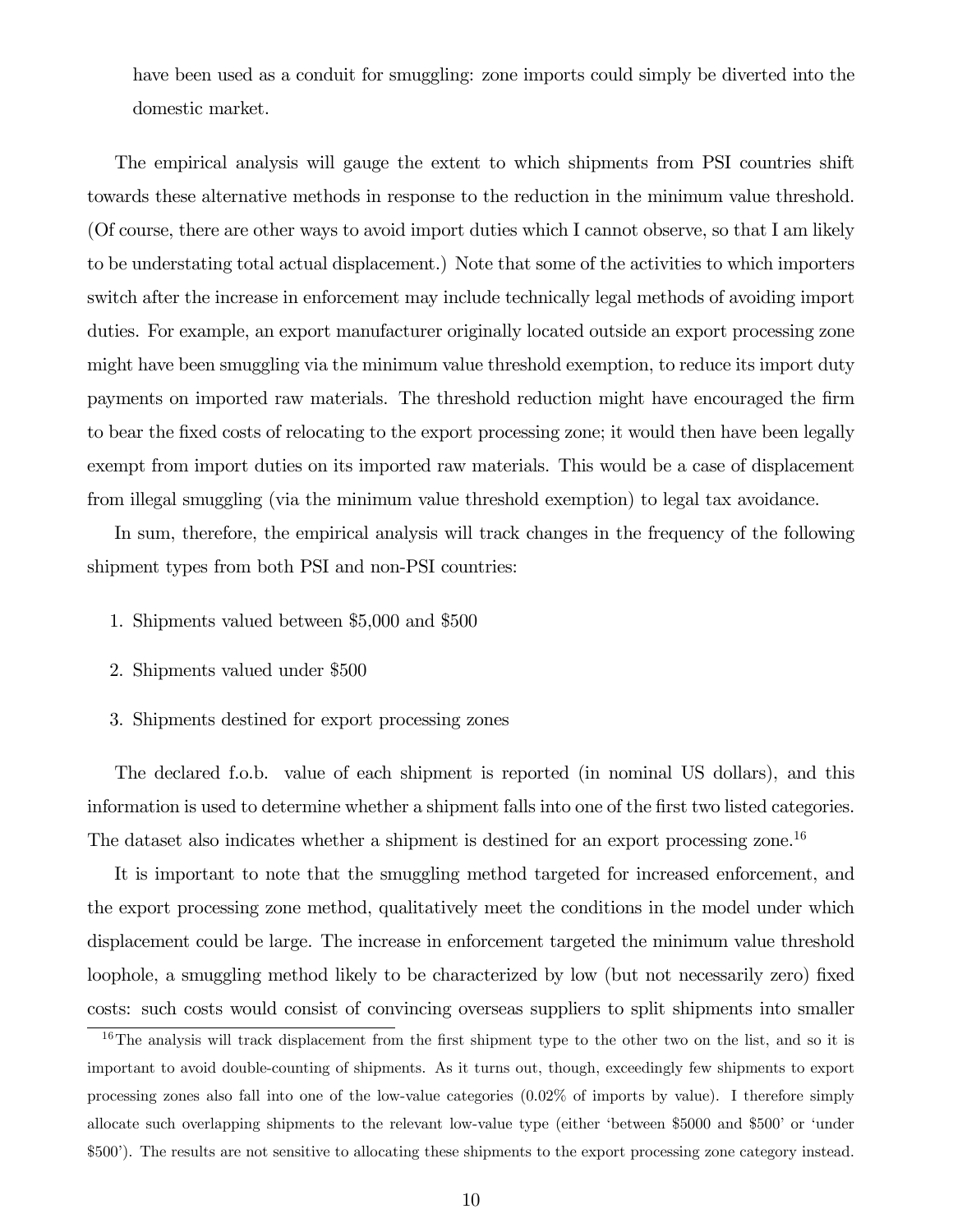have been used as a conduit for smuggling: zone imports could simply be diverted into the domestic market.

The empirical analysis will gauge the extent to which shipments from PSI countries shift towards these alternative methods in response to the reduction in the minimum value threshold. (Of course, there are other ways to avoid import duties which I cannot observe, so that I am likely to be understating total actual displacement.) Note that some of the activities to which importers switch after the increase in enforcement may include technically legal methods of avoiding import duties. For example, an export manufacturer originally located outside an export processing zone might have been smuggling via the minimum value threshold exemption, to reduce its import duty payments on imported raw materials. The threshold reduction might have encouraged the firm to bear the fixed costs of relocating to the export processing zone; it would then have been legally exempt from import duties on its imported raw materials. This would be a case of displacement from illegal smuggling (via the minimum value threshold exemption) to legal tax avoidance.

In sum, therefore, the empirical analysis will track changes in the frequency of the following shipment types from both PSI and non-PSI countries:

1. Shipments valued between $5,000 and $500
2. Shipments valued under $500
3. Shipments destined for export processing zones

The declared f.o.b. value of each shipment is reported (in nominal US dollars), and this information is used to determine whether a shipment falls into one of the first two listed categories. The dataset also indicates whether a shipment is destined for an export processing zone.[16]

It is important to note that the smuggling method targeted for increased enforcement, and the export processing zone method, qualitatively meet the conditions in the model under which displacement could be large. The increase in enforcement targeted the minimum value threshold loophole, a smuggling method likely to be characterized by low (but not necessarily zero) fixed costs: such costs would consist of convincing overseas suppliers to split shipments into smaller

[16] The analysis will track displacement from the first shipment type to the other two on the list, and so it is important to avoid double-counting of shipments. As it turns out, though, exceedingly few shipments to export processing zones also fall into one of the low-value categories (0.02% of imports by value). I therefore simply allocate such overlapping shipments to the relevant low-value type (either 'between $5000 and $500' or 'under $500'). The results are not sensitive to allocating these shipments to the export processing zone category instead.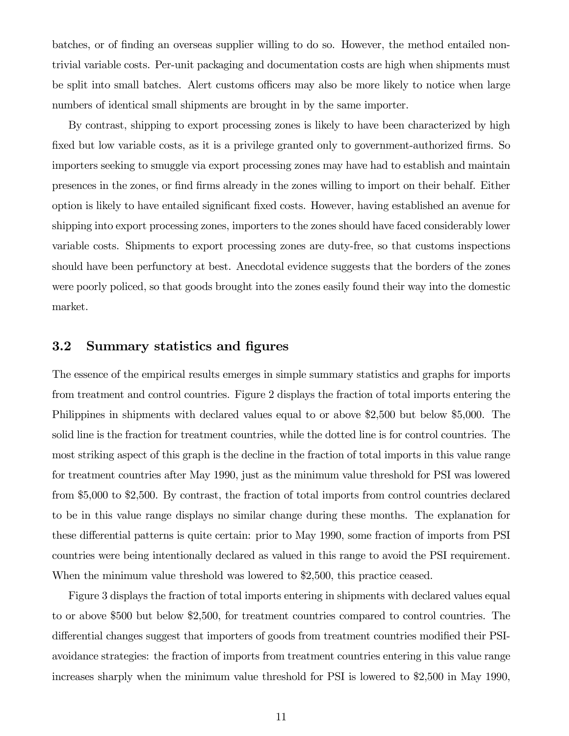batches, or of finding an overseas supplier willing to do so. However, the method entailed non-trivial variable costs. Per-unit packaging and documentation costs are high when shipments must be split into small batches. Alert customs officers may also be more likely to notice when large numbers of identical small shipments are brought in by the same importer.

By contrast, shipping to export processing zones is likely to have been characterized by high fixed but low variable costs, as it is a privilege granted only to government-authorized firms. So importers seeking to smuggle via export processing zones may have had to establish and maintain presences in the zones, or find firms already in the zones willing to import on their behalf. Either option is likely to have entailed significant fixed costs. However, having established an avenue for shipping into export processing zones, importers to the zones should have faced considerably lower variable costs. Shipments to export processing zones are duty-free, so that customs inspections should have been perfunctory at best. Anecdotal evidence suggests that the borders of the zones were poorly policed, so that goods brought into the zones easily found their way into the domestic market.

### 3.2 Summary statistics and figures

The essence of the empirical results emerges in simple summary statistics and graphs for imports from treatment and control countries. Figure 2 displays the fraction of total imports entering the Philippines in shipments with declared values equal to or above \$2,500 but below \$5,000. The solid line is the fraction for treatment countries, while the dotted line is for control countries. The most striking aspect of this graph is the decline in the fraction of total imports in this value range for treatment countries after May 1990, just as the minimum value threshold for PSI was lowered from \$5,000 to \$2,500. By contrast, the fraction of total imports from control countries declared to be in this value range displays no similar change during these months. The explanation for these differential patterns is quite certain: prior to May 1990, some fraction of imports from PSI countries were being intentionally declared as valued in this range to avoid the PSI requirement. When the minimum value threshold was lowered to \$2,500, this practice ceased.

Figure 3 displays the fraction of total imports entering in shipments with declared values equal to or above \$500 but below \$2,500, for treatment countries compared to control countries. The differential changes suggest that importers of goods from treatment countries modified their PSI-avoidance strategies: the fraction of imports from treatment countries entering in this value range increases sharply when the minimum value threshold for PSI is lowered to \$2,500 in May 1990,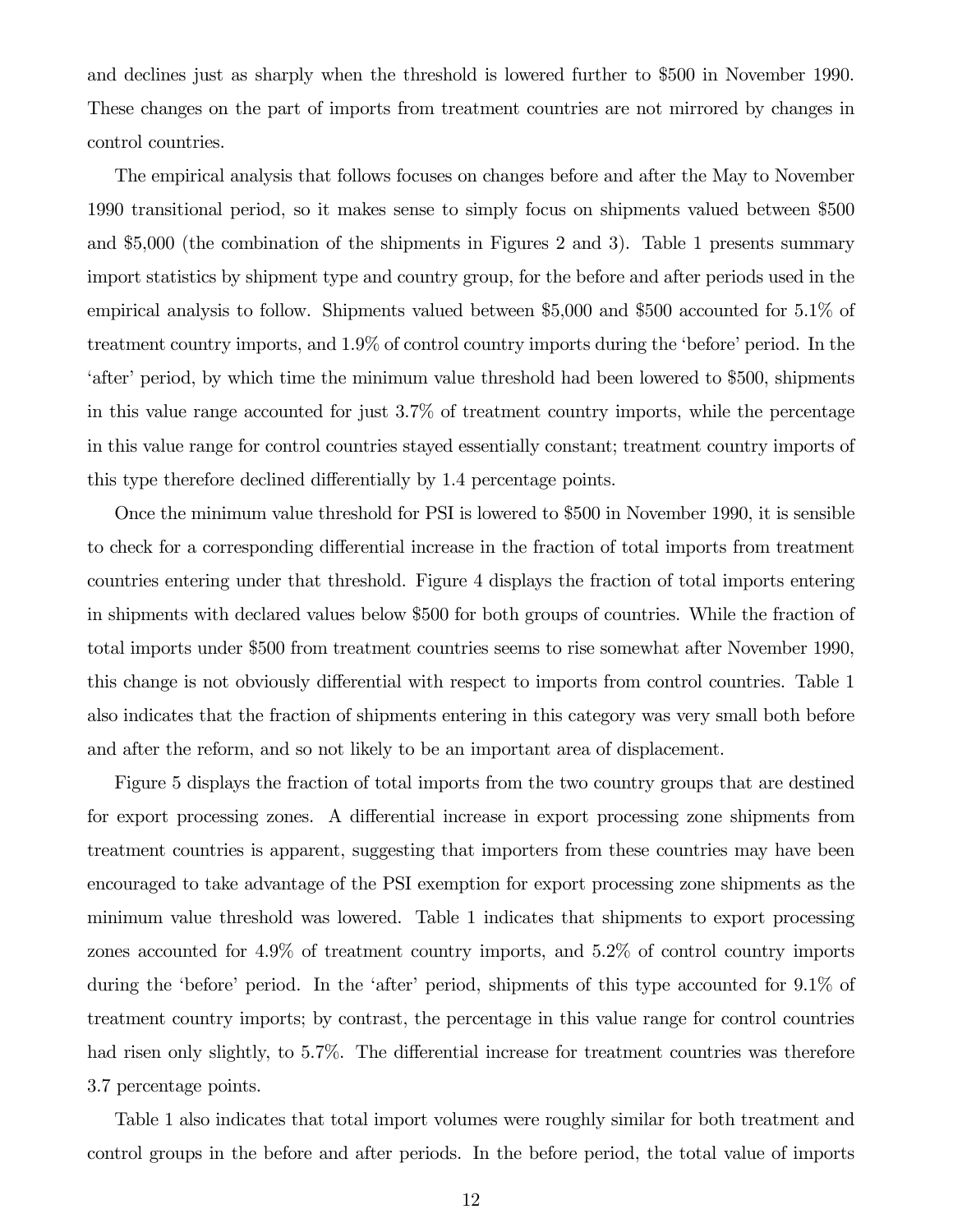and declines just as sharply when the threshold is lowered further to $500 in November 1990. These changes on the part of imports from treatment countries are not mirrored by changes in control countries.

The empirical analysis that follows focuses on changes before and after the May to November 1990 transitional period, so it makes sense to simply focus on shipments valued between $500 and $5,000 (the combination of the shipments in Figures 2 and 3). Table 1 presents summary import statistics by shipment type and country group, for the before and after periods used in the empirical analysis to follow. Shipments valued between $5,000 and $500 accounted for 5.1% of treatment country imports, and 1.9% of control country imports during the 'before' period. In the 'after' period, by which time the minimum value threshold had been lowered to $500, shipments in this value range accounted for just 3.7% of treatment country imports, while the percentage in this value range for control countries stayed essentially constant; treatment country imports of this type therefore declined differentially by 1.4 percentage points.

Once the minimum value threshold for PSI is lowered to $500 in November 1990, it is sensible to check for a corresponding differential increase in the fraction of total imports from treatment countries entering under that threshold. Figure 4 displays the fraction of total imports entering in shipments with declared values below $500 for both groups of countries. While the fraction of total imports under $500 from treatment countries seems to rise somewhat after November 1990, this change is not obviously differential with respect to imports from control countries. Table 1 also indicates that the fraction of shipments entering in this category was very small both before and after the reform, and so not likely to be an important area of displacement.

Figure 5 displays the fraction of total imports from the two country groups that are destined for export processing zones. A differential increase in export processing zone shipments from treatment countries is apparent, suggesting that importers from these countries may have been encouraged to take advantage of the PSI exemption for export processing zone shipments as the minimum value threshold was lowered. Table 1 indicates that shipments to export processing zones accounted for 4.9% of treatment country imports, and 5.2% of control country imports during the 'before' period. In the 'after' period, shipments of this type accounted for 9.1% of treatment country imports; by contrast, the percentage in this value range for control countries had risen only slightly, to 5.7%. The differential increase for treatment countries was therefore 3.7 percentage points.

Table 1 also indicates that total import volumes were roughly similar for both treatment and control groups in the before and after periods. In the before period, the total value of imports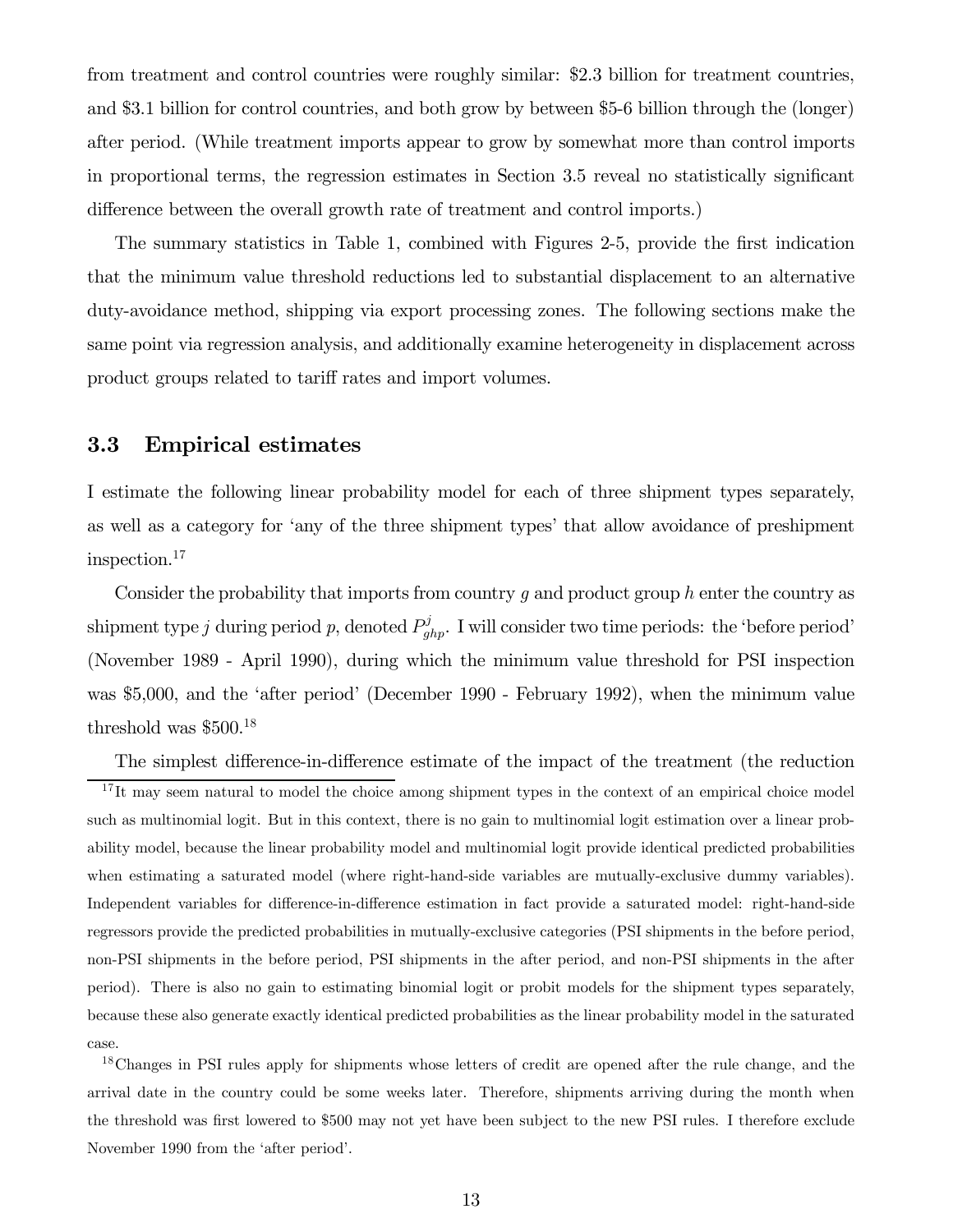from treatment and control countries were roughly similar: \$2.3 billion for treatment countries, and \$3.1 billion for control countries, and both grow by between \$5-6 billion through the (longer) after period. (While treatment imports appear to grow by somewhat more than control imports in proportional terms, the regression estimates in Section 3.5 reveal no statistically significant difference between the overall growth rate of treatment and control imports.)

The summary statistics in Table 1, combined with Figures 2-5, provide the first indication that the minimum value threshold reductions led to substantial displacement to an alternative duty-avoidance method, shipping via export processing zones. The following sections make the same point via regression analysis, and additionally examine heterogeneity in displacement across product groups related to tariff rates and import volumes.

### 3.3 Empirical estimates

I estimate the following linear probability model for each of three shipment types separately, as well as a category for 'any of the three shipment types' that allow avoidance of preshipment inspection.[17]

Consider the probability that imports from country $g$ and product group $h$ enter the country as shipment type $j$ during period $p$, denoted $P^j_{ghp}$. I will consider two time periods: the 'before period' (November 1989 - April 1990), during which the minimum value threshold for PSI inspection was \$5,000, and the 'after period' (December 1990 - February 1992), when the minimum value threshold was \$500.[18]

The simplest difference-in-difference estimate of the impact of the treatment (the reduction

[17] It may seem natural to model the choice among shipment types in the context of an empirical choice model such as multinomial logit. But in this context, there is no gain to multinomial logit estimation over a linear probability model, because the linear probability model and multinomial logit provide identical predicted probabilities when estimating a saturated model (where right-hand-side variables are mutually-exclusive dummy variables). Independent variables for difference-in-difference estimation in fact provide a saturated model: right-hand-side regressors provide the predicted probabilities in mutually-exclusive categories (PSI shipments in the before period, non-PSI shipments in the before period, PSI shipments in the after period, and non-PSI shipments in the after period). There is also no gain to estimating binomial logit or probit models for the shipment types separately, because these also generate exactly identical predicted probabilities as the linear probability model in the saturated case.

[18] Changes in PSI rules apply for shipments whose letters of credit are opened after the rule change, and the arrival date in the country could be some weeks later. Therefore, shipments arriving during the month when the threshold was first lowered to \$500 may not yet have been subject to the new PSI rules. I therefore exclude November 1990 from the 'after period'.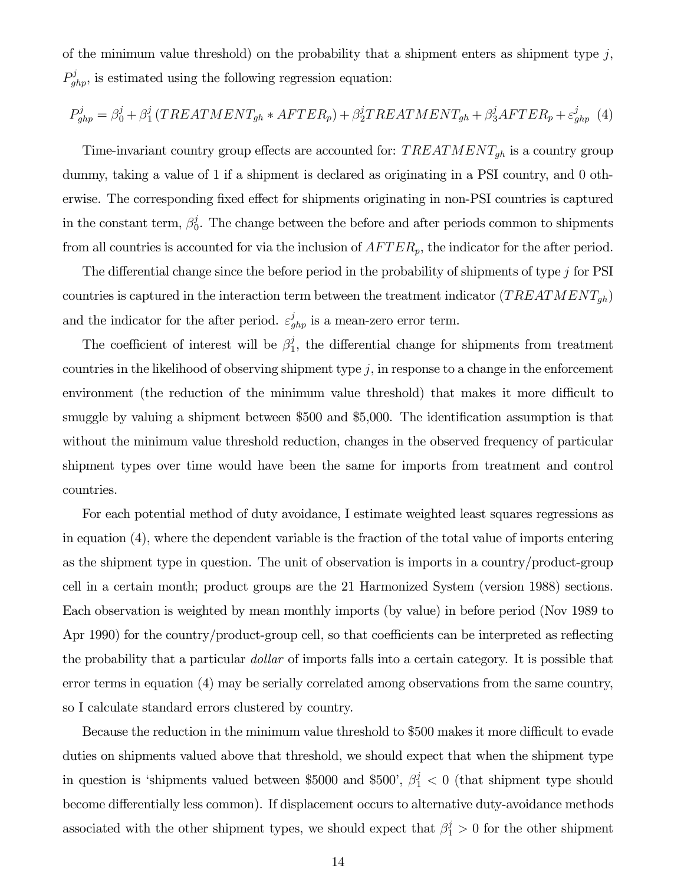of the minimum value threshold) on the probability that a shipment enters as shipment type $j$, $P^j_{ghp}$, is estimated using the following regression equation:

$$P^j_{ghp} = \beta^j_0 + \beta^j_1 \left(TREATMENT_{gh} * AFTER_p\right) + \beta^j_2 TREATMENT_{gh} + \beta^j_3 AFTER_p + \varepsilon^j_{ghp} \quad (4)$$

Time-invariant country group effects are accounted for: $TREATMENT_{gh}$ is a country group dummy, taking a value of 1 if a shipment is declared as originating in a PSI country, and 0 otherwise. The corresponding fixed effect for shipments originating in non-PSI countries is captured in the constant term, $\beta^j_0$. The change between the before and after periods common to shipments from all countries is accounted for via the inclusion of $AFTER_p$, the indicator for the after period.

The differential change since the before period in the probability of shipments of type $j$ for PSI countries is captured in the interaction term between the treatment indicator ($TREATMENT_{gh}$) and the indicator for the after period. $\varepsilon^j_{ghp}$ is a mean-zero error term.

The coefficient of interest will be $\beta^j_1$, the differential change for shipments from treatment countries in the likelihood of observing shipment type $j$, in response to a change in the enforcement environment (the reduction of the minimum value threshold) that makes it more difficult to smuggle by valuing a shipment between \$500 and \$5,000. The identification assumption is that without the minimum value threshold reduction, changes in the observed frequency of particular shipment types over time would have been the same for imports from treatment and control countries.

For each potential method of duty avoidance, I estimate weighted least squares regressions as in equation (4), where the dependent variable is the fraction of the total value of imports entering as the shipment type in question. The unit of observation is imports in a country/product-group cell in a certain month; product groups are the 21 Harmonized System (version 1988) sections. Each observation is weighted by mean monthly imports (by value) in before period (Nov 1989 to Apr 1990) for the country/product-group cell, so that coefficients can be interpreted as reflecting the probability that a particular *dollar* of imports falls into a certain category. It is possible that error terms in equation (4) may be serially correlated among observations from the same country, so I calculate standard errors clustered by country.

Because the reduction in the minimum value threshold to \$500 makes it more difficult to evade duties on shipments valued above that threshold, we should expect that when the shipment type in question is 'shipments valued between \$5000 and \$500', $\beta^j_1 < 0$ (that shipment type should become differentially less common). If displacement occurs to alternative duty-avoidance methods associated with the other shipment types, we should expect that $\beta^j_1 > 0$ for the other shipment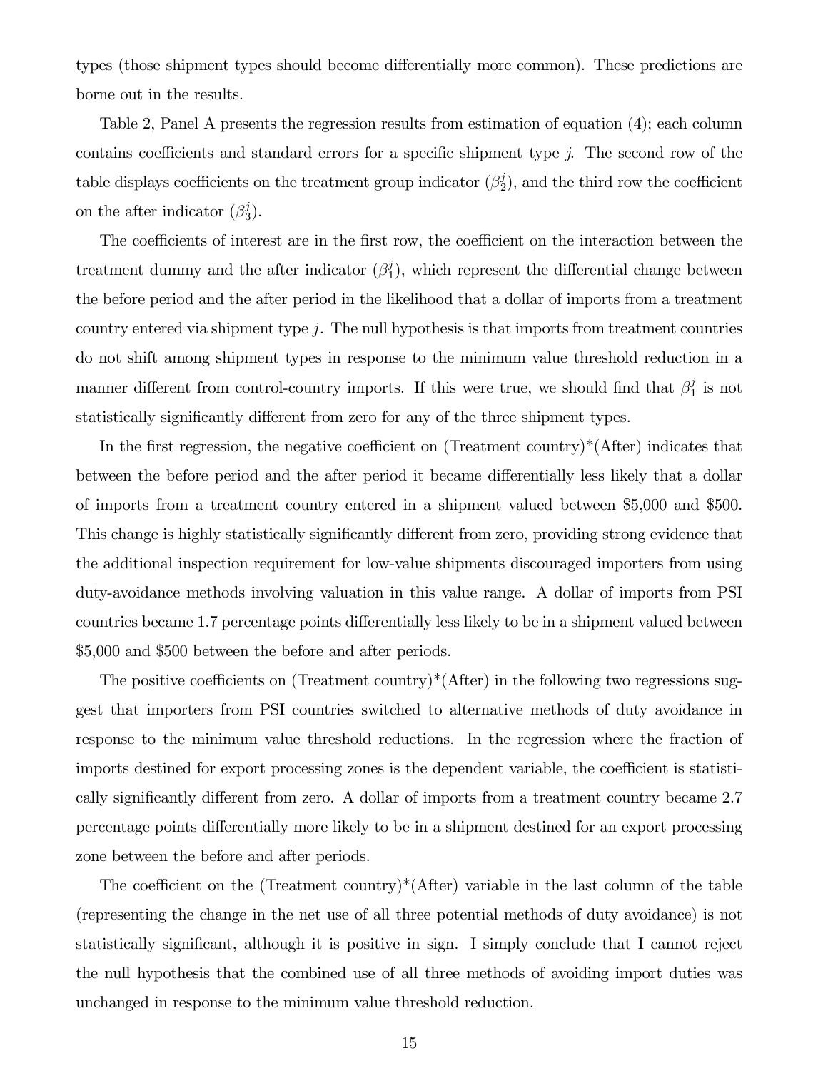types (those shipment types should become differentially more common). These predictions are borne out in the results.

Table 2, Panel A presents the regression results from estimation of equation (4); each column contains coefficients and standard errors for a specific shipment type $j$. The second row of the table displays coefficients on the treatment group indicator ($\beta_2^j$), and the third row the coefficient on the after indicator ($\beta_3^j$).

The coefficients of interest are in the first row, the coefficient on the interaction between the treatment dummy and the after indicator ($\beta_1^j$), which represent the differential change between the before period and the after period in the likelihood that a dollar of imports from a treatment country entered via shipment type $j$. The null hypothesis is that imports from treatment countries do not shift among shipment types in response to the minimum value threshold reduction in a manner different from control-country imports. If this were true, we should find that $\beta_1^j$ is not statistically significantly different from zero for any of the three shipment types.

In the first regression, the negative coefficient on (Treatment country)*(After) indicates that between the before period and the after period it became differentially less likely that a dollar of imports from a treatment country entered in a shipment valued between \$5,000 and \$500. This change is highly statistically significantly different from zero, providing strong evidence that the additional inspection requirement for low-value shipments discouraged importers from using duty-avoidance methods involving valuation in this value range. A dollar of imports from PSI countries became 1.7 percentage points differentially less likely to be in a shipment valued between \$5,000 and \$500 between the before and after periods.

The positive coefficients on (Treatment country)*(After) in the following two regressions suggest that importers from PSI countries switched to alternative methods of duty avoidance in response to the minimum value threshold reductions. In the regression where the fraction of imports destined for export processing zones is the dependent variable, the coefficient is statistically significantly different from zero. A dollar of imports from a treatment country became 2.7 percentage points differentially more likely to be in a shipment destined for an export processing zone between the before and after periods.

The coefficient on the (Treatment country)*(After) variable in the last column of the table (representing the change in the net use of all three potential methods of duty avoidance) is not statistically significant, although it is positive in sign. I simply conclude that I cannot reject the null hypothesis that the combined use of all three methods of avoiding import duties was unchanged in response to the minimum value threshold reduction.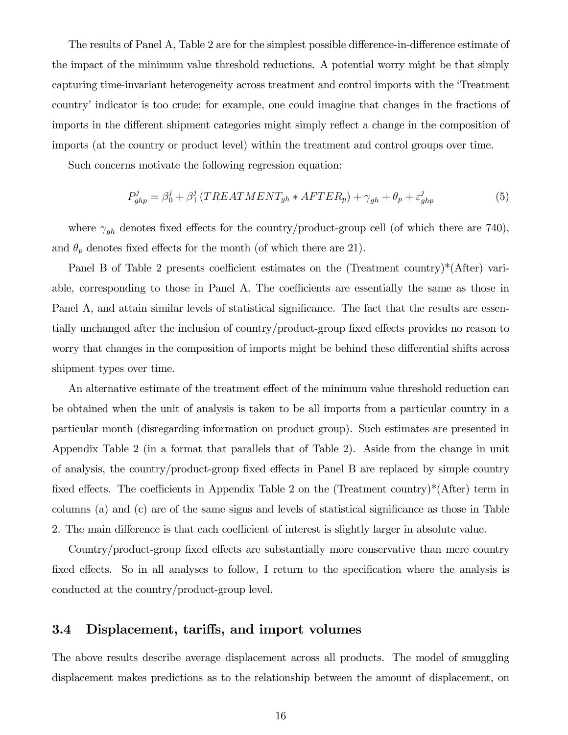The results of Panel A, Table 2 are for the simplest possible difference-in-difference estimate of the impact of the minimum value threshold reductions. A potential worry might be that simply capturing time-invariant heterogeneity across treatment and control imports with the 'Treatment country' indicator is too crude; for example, one could imagine that changes in the fractions of imports in the different shipment categories might simply reflect a change in the composition of imports (at the country or product level) within the treatment and control groups over time.

Such concerns motivate the following regression equation:

$$P_{ghp}^{j} = \beta_0^j + \beta_1^j \left( TREATMENT_{gh} * AFTER_p \right) + \gamma_{gh} + \theta_p + \varepsilon_{ghp}^{j} \tag{5}$$

where $\gamma_{gh}$ denotes fixed effects for the country/product-group cell (of which there are 740), and $\theta_p$ denotes fixed effects for the month (of which there are 21).

Panel B of Table 2 presents coefficient estimates on the (Treatment country)*(After) variable, corresponding to those in Panel A. The coefficients are essentially the same as those in Panel A, and attain similar levels of statistical significance. The fact that the results are essentially unchanged after the inclusion of country/product-group fixed effects provides no reason to worry that changes in the composition of imports might be behind these differential shifts across shipment types over time.

An alternative estimate of the treatment effect of the minimum value threshold reduction can be obtained when the unit of analysis is taken to be all imports from a particular country in a particular month (disregarding information on product group). Such estimates are presented in Appendix Table 2 (in a format that parallels that of Table 2). Aside from the change in unit of analysis, the country/product-group fixed effects in Panel B are replaced by simple country fixed effects. The coefficients in Appendix Table 2 on the (Treatment country)*(After) term in columns (a) and (c) are of the same signs and levels of statistical significance as those in Table 2. The main difference is that each coefficient of interest is slightly larger in absolute value.

Country/product-group fixed effects are substantially more conservative than mere country fixed effects. So in all analyses to follow, I return to the specification where the analysis is conducted at the country/product-group level.

### 3.4 Displacement, tariffs, and import volumes

The above results describe average displacement across all products. The model of smuggling displacement makes predictions as to the relationship between the amount of displacement, on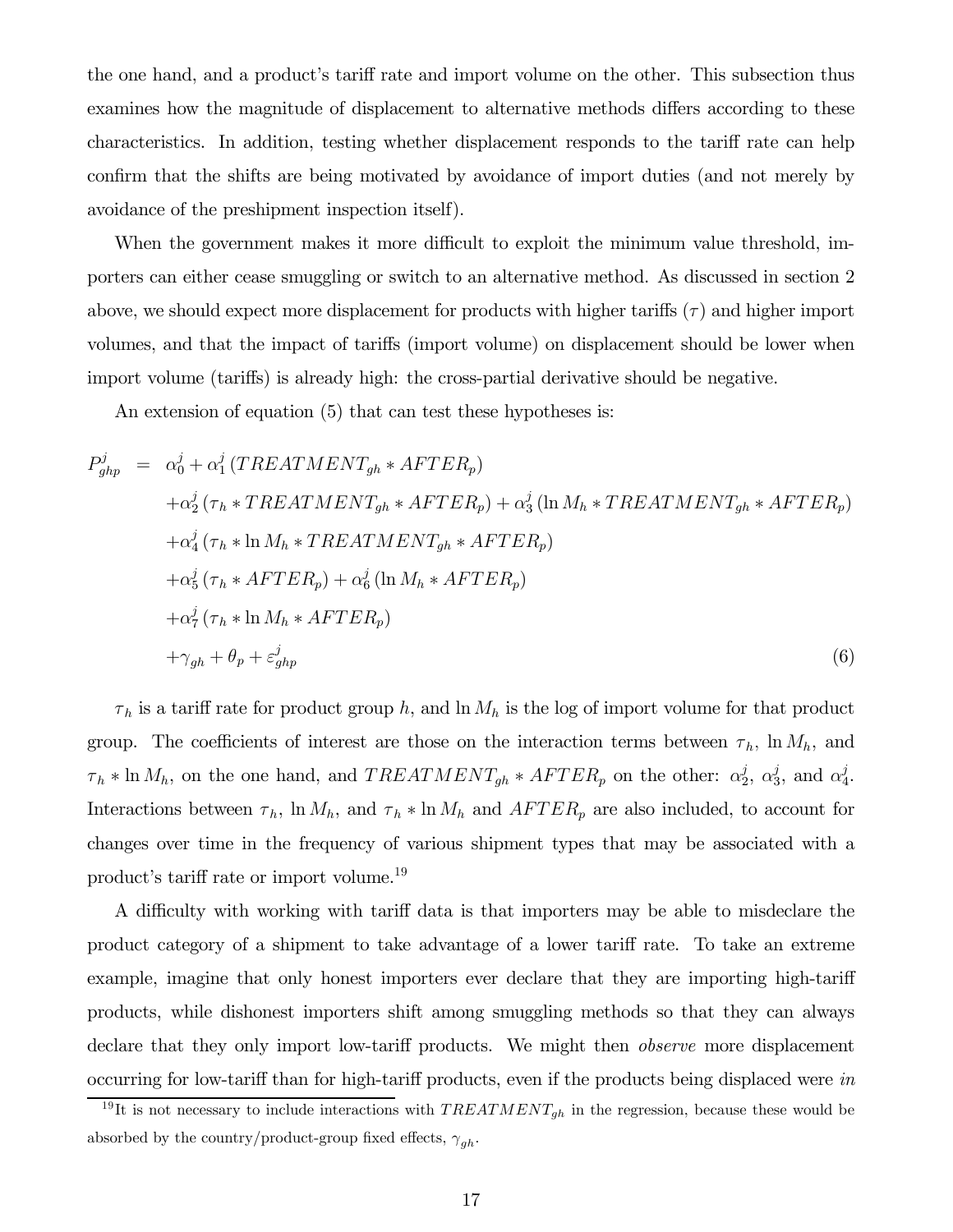the one hand, and a product's tariff rate and import volume on the other. This subsection thus examines how the magnitude of displacement to alternative methods differs according to these characteristics. In addition, testing whether displacement responds to the tariff rate can help confirm that the shifts are being motivated by avoidance of import duties (and not merely by avoidance of the preshipment inspection itself).

When the government makes it more difficult to exploit the minimum value threshold, importers can either cease smuggling or switch to an alternative method. As discussed in section 2 above, we should expect more displacement for products with higher tariffs ($\tau$) and higher import volumes, and that the impact of tariffs (import volume) on displacement should be lower when import volume (tariffs) is already high: the cross-partial derivative should be negative.

An extension of equation (5) that can test these hypotheses is:

$$
\begin{aligned}
P^j_{ghp} \;=\; & \alpha^j_0 + \alpha^j_1 \left(TREATMENT_{gh} * AFTER_p\right) \\
& + \alpha^j_2 \left(\tau_h * TREATMENT_{gh} * AFTER_p\right) + \alpha^j_3 \left(\ln M_h * TREATMENT_{gh} * AFTER_p\right) \\
& + \alpha^j_4 \left(\tau_h * \ln M_h * TREATMENT_{gh} * AFTER_p\right) \\
& + \alpha^j_5 \left(\tau_h * AFTER_p\right) + \alpha^j_6 \left(\ln M_h * AFTER_p\right) \\
& + \alpha^j_7 \left(\tau_h * \ln M_h * AFTER_p\right) \\
& + \gamma_{gh} + \theta_p + \varepsilon^j_{ghp}
\end{aligned}
\tag{6}
$$

$\tau_h$ is a tariff rate for product group $h$, and $\ln M_h$ is the log of import volume for that product group. The coefficients of interest are those on the interaction terms between $\tau_h$, $\ln M_h$, and $\tau_h * \ln M_h$, on the one hand, and $TREATMENT_{gh} * AFTER_p$ on the other: $\alpha^j_2$, $\alpha^j_3$, and $\alpha^j_4$. Interactions between $\tau_h$, $\ln M_h$, and $\tau_h * \ln M_h$ and $AFTER_p$ are also included, to account for changes over time in the frequency of various shipment types that may be associated with a product's tariff rate or import volume.[19]

A difficulty with working with tariff data is that importers may be able to misdeclare the product category of a shipment to take advantage of a lower tariff rate. To take an extreme example, imagine that only honest importers ever declare that they are importing high-tariff products, while dishonest importers shift among smuggling methods so that they can always declare that they only import low-tariff products. We might then *observe* more displacement occurring for low-tariff than for high-tariff products, even if the products being displaced were *in*

[19] It is not necessary to include interactions with $TREATMENT_{gh}$ in the regression, because these would be absorbed by the country/product-group fixed effects, $\gamma_{gh}$.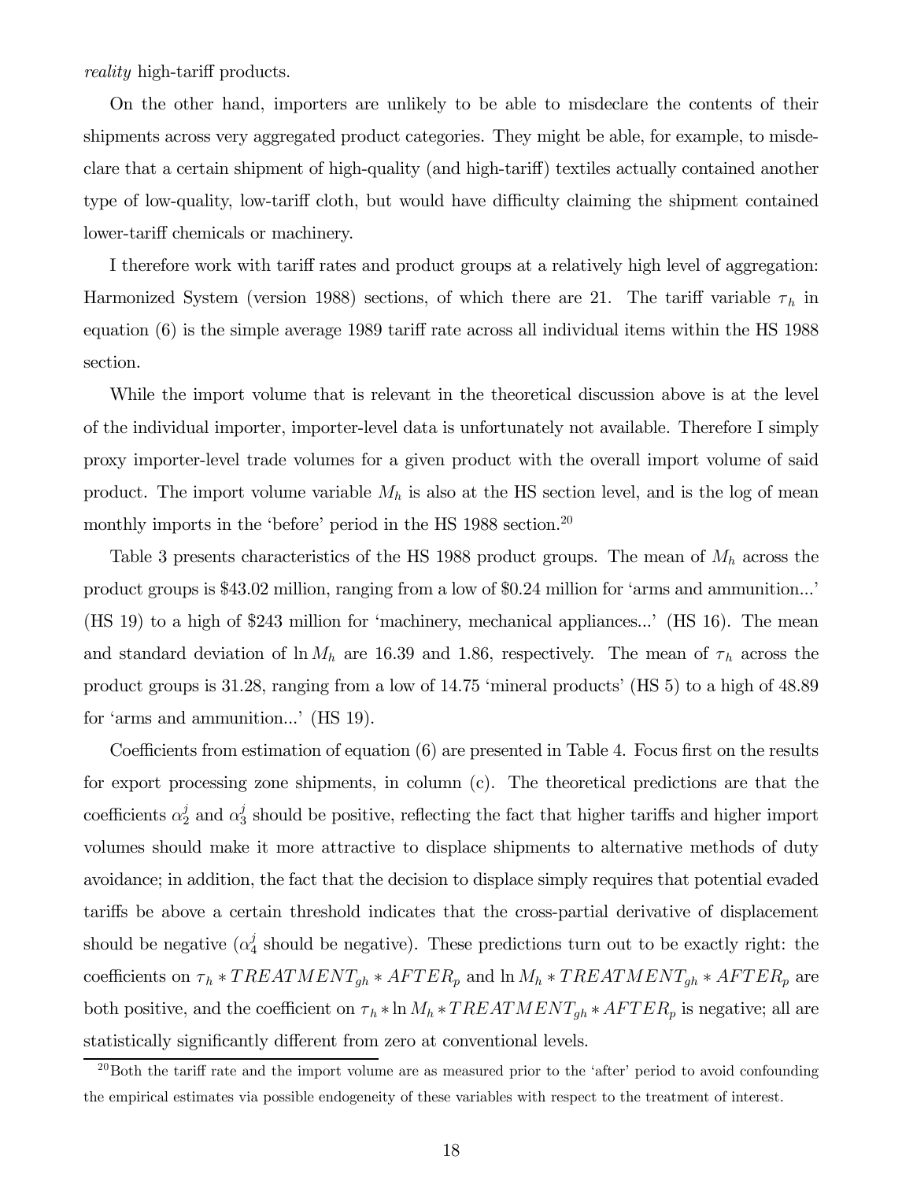*reality* high-tariff products.

On the other hand, importers are unlikely to be able to misdeclare the contents of their shipments across very aggregated product categories. They might be able, for example, to misdeclare that a certain shipment of high-quality (and high-tariff) textiles actually contained another type of low-quality, low-tariff cloth, but would have difficulty claiming the shipment contained lower-tariff chemicals or machinery.

I therefore work with tariff rates and product groups at a relatively high level of aggregation: Harmonized System (version 1988) sections, of which there are 21. The tariff variable $\tau_h$ in equation (6) is the simple average 1989 tariff rate across all individual items within the HS 1988 section.

While the import volume that is relevant in the theoretical discussion above is at the level of the individual importer, importer-level data is unfortunately not available. Therefore I simply proxy importer-level trade volumes for a given product with the overall import volume of said product. The import volume variable $M_h$ is also at the HS section level, and is the log of mean monthly imports in the 'before' period in the HS 1988 section.[20]

Table 3 presents characteristics of the HS 1988 product groups. The mean of $M_h$ across the product groups is \$43.02 million, ranging from a low of \$0.24 million for 'arms and ammunition...' (HS 19) to a high of \$243 million for 'machinery, mechanical appliances...' (HS 16). The mean and standard deviation of $\ln M_h$ are 16.39 and 1.86, respectively. The mean of $\tau_h$ across the product groups is 31.28, ranging from a low of 14.75 'mineral products' (HS 5) to a high of 48.89 for 'arms and ammunition...' (HS 19).

Coefficients from estimation of equation (6) are presented in Table 4. Focus first on the results for export processing zone shipments, in column (c). The theoretical predictions are that the coefficients $\alpha_2^j$ and $\alpha_3^j$ should be positive, reflecting the fact that higher tariffs and higher import volumes should make it more attractive to displace shipments to alternative methods of duty avoidance; in addition, the fact that the decision to displace simply requires that potential evaded tariffs be above a certain threshold indicates that the cross-partial derivative of displacement should be negative ($\alpha_4^j$ should be negative). These predictions turn out to be exactly right: the coefficients on $\tau_h * TREATMENT_{gh} * AFTER_p$ and $\ln M_h * TREATMENT_{gh} * AFTER_p$ are both positive, and the coefficient on $\tau_h * \ln M_h * TREATMENT_{gh} * AFTER_p$ is negative; all are statistically significantly different from zero at conventional levels.

[20] Both the tariff rate and the import volume are as measured prior to the 'after' period to avoid confounding the empirical estimates via possible endogeneity of these variables with respect to the treatment of interest.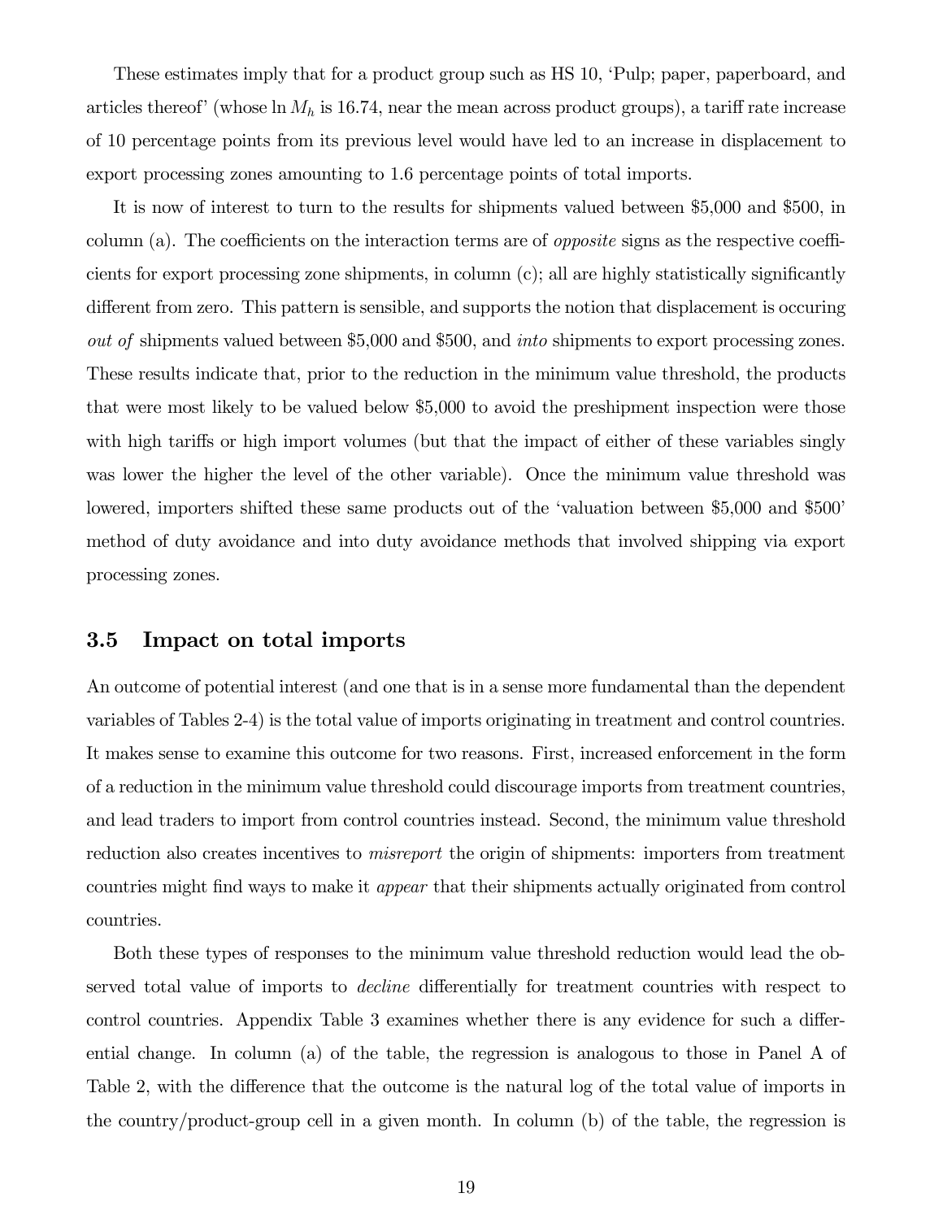These estimates imply that for a product group such as HS 10, 'Pulp; paper, paperboard, and articles thereof' (whose $\ln M_h$ is 16.74, near the mean across product groups), a tariff rate increase of 10 percentage points from its previous level would have led to an increase in displacement to export processing zones amounting to 1.6 percentage points of total imports.

It is now of interest to turn to the results for shipments valued between \$5,000 and \$500, in column (a). The coefficients on the interaction terms are of *opposite* signs as the respective coefficients for export processing zone shipments, in column (c); all are highly statistically significantly different from zero. This pattern is sensible, and supports the notion that displacement is occuring *out of* shipments valued between \$5,000 and \$500, and *into* shipments to export processing zones. These results indicate that, prior to the reduction in the minimum value threshold, the products that were most likely to be valued below \$5,000 to avoid the preshipment inspection were those with high tariffs or high import volumes (but that the impact of either of these variables singly was lower the higher the level of the other variable). Once the minimum value threshold was lowered, importers shifted these same products out of the 'valuation between \$5,000 and \$500' method of duty avoidance and into duty avoidance methods that involved shipping via export processing zones.

### 3.5 Impact on total imports

An outcome of potential interest (and one that is in a sense more fundamental than the dependent variables of Tables 2-4) is the total value of imports originating in treatment and control countries. It makes sense to examine this outcome for two reasons. First, increased enforcement in the form of a reduction in the minimum value threshold could discourage imports from treatment countries, and lead traders to import from control countries instead. Second, the minimum value threshold reduction also creates incentives to *misreport* the origin of shipments: importers from treatment countries might find ways to make it *appear* that their shipments actually originated from control countries.

Both these types of responses to the minimum value threshold reduction would lead the observed total value of imports to *decline* differentially for treatment countries with respect to control countries. Appendix Table 3 examines whether there is any evidence for such a differential change. In column (a) of the table, the regression is analogous to those in Panel A of Table 2, with the difference that the outcome is the natural log of the total value of imports in the country/product-group cell in a given month. In column (b) of the table, the regression is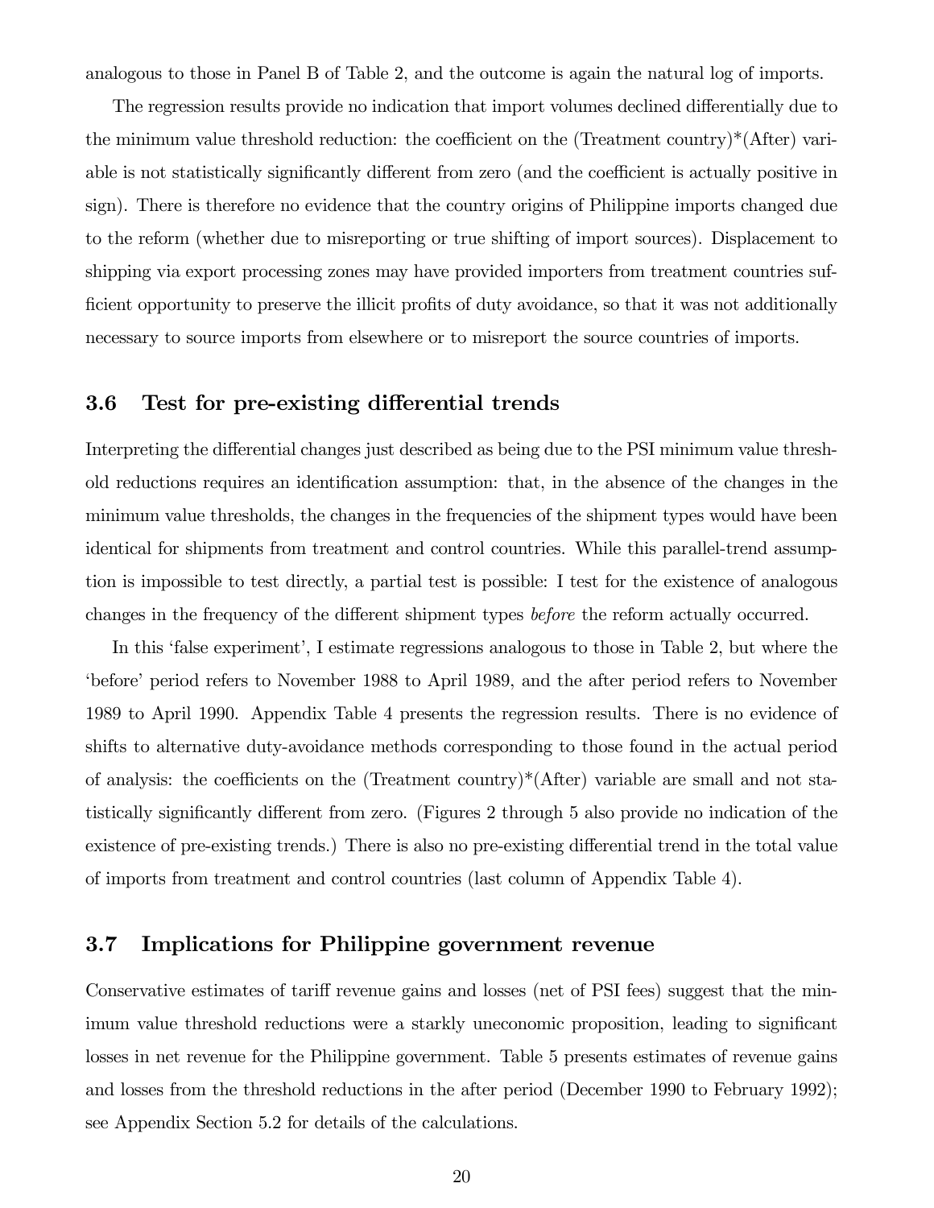analogous to those in Panel B of Table 2, and the outcome is again the natural log of imports.

The regression results provide no indication that import volumes declined differentially due to the minimum value threshold reduction: the coefficient on the (Treatment country)*(After) variable is not statistically significantly different from zero (and the coefficient is actually positive in sign). There is therefore no evidence that the country origins of Philippine imports changed due to the reform (whether due to misreporting or true shifting of import sources). Displacement to shipping via export processing zones may have provided importers from treatment countries sufficient opportunity to preserve the illicit profits of duty avoidance, so that it was not additionally necessary to source imports from elsewhere or to misreport the source countries of imports.

### 3.6 Test for pre-existing differential trends

Interpreting the differential changes just described as being due to the PSI minimum value threshold reductions requires an identification assumption: that, in the absence of the changes in the minimum value thresholds, the changes in the frequencies of the shipment types would have been identical for shipments from treatment and control countries. While this parallel-trend assumption is impossible to test directly, a partial test is possible: I test for the existence of analogous changes in the frequency of the different shipment types *before* the reform actually occurred.

In this 'false experiment', I estimate regressions analogous to those in Table 2, but where the 'before' period refers to November 1988 to April 1989, and the after period refers to November 1989 to April 1990. Appendix Table 4 presents the regression results. There is no evidence of shifts to alternative duty-avoidance methods corresponding to those found in the actual period of analysis: the coefficients on the (Treatment country)*(After) variable are small and not statistically significantly different from zero. (Figures 2 through 5 also provide no indication of the existence of pre-existing trends.) There is also no pre-existing differential trend in the total value of imports from treatment and control countries (last column of Appendix Table 4).

### 3.7 Implications for Philippine government revenue

Conservative estimates of tariff revenue gains and losses (net of PSI fees) suggest that the minimum value threshold reductions were a starkly uneconomic proposition, leading to significant losses in net revenue for the Philippine government. Table 5 presents estimates of revenue gains and losses from the threshold reductions in the after period (December 1990 to February 1992); see Appendix Section 5.2 for details of the calculations.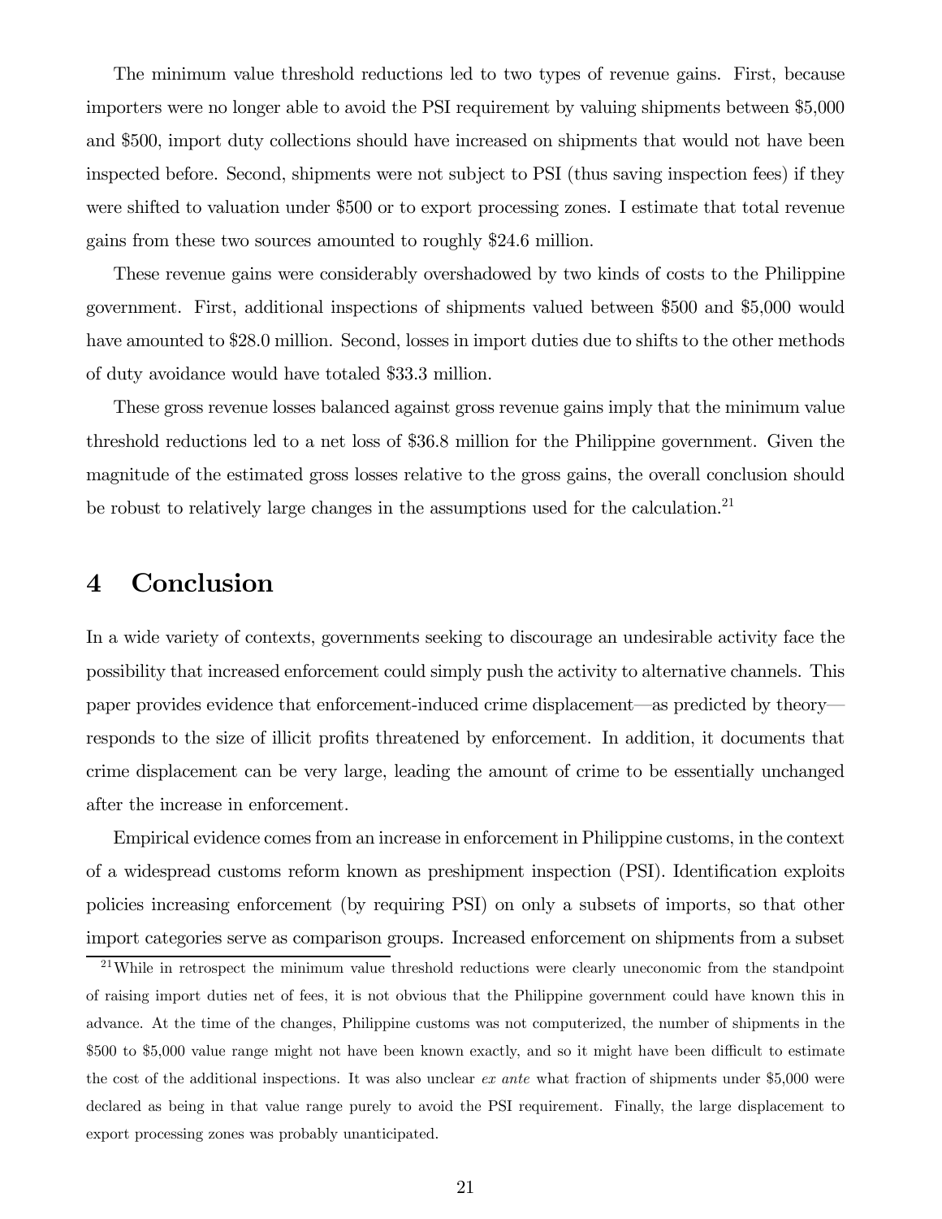The minimum value threshold reductions led to two types of revenue gains. First, because importers were no longer able to avoid the PSI requirement by valuing shipments between $5,000 and $500, import duty collections should have increased on shipments that would not have been inspected before. Second, shipments were not subject to PSI (thus saving inspection fees) if they were shifted to valuation under $500 or to export processing zones. I estimate that total revenue gains from these two sources amounted to roughly $24.6 million.

These revenue gains were considerably overshadowed by two kinds of costs to the Philippine government. First, additional inspections of shipments valued between $500 and $5,000 would have amounted to $28.0 million. Second, losses in import duties due to shifts to the other methods of duty avoidance would have totaled $33.3 million.

These gross revenue losses balanced against gross revenue gains imply that the minimum value threshold reductions led to a net loss of $36.8 million for the Philippine government. Given the magnitude of the estimated gross losses relative to the gross gains, the overall conclusion should be robust to relatively large changes in the assumptions used for the calculation.[21]

# 4 Conclusion

In a wide variety of contexts, governments seeking to discourage an undesirable activity face the possibility that increased enforcement could simply push the activity to alternative channels. This paper provides evidence that enforcement-induced crime displacement—as predicted by theory—responds to the size of illicit profits threatened by enforcement. In addition, it documents that crime displacement can be very large, leading the amount of crime to be essentially unchanged after the increase in enforcement.

Empirical evidence comes from an increase in enforcement in Philippine customs, in the context of a widespread customs reform known as preshipment inspection (PSI). Identification exploits policies increasing enforcement (by requiring PSI) on only a subsets of imports, so that other import categories serve as comparison groups. Increased enforcement on shipments from a subset

[21] While in retrospect the minimum value threshold reductions were clearly uneconomic from the standpoint of raising import duties net of fees, it is not obvious that the Philippine government could have known this in advance. At the time of the changes, Philippine customs was not computerized, the number of shipments in the $500 to $5,000 value range might not have been known exactly, and so it might have been difficult to estimate the cost of the additional inspections. It was also unclear *ex ante* what fraction of shipments under $5,000 were declared as being in that value range purely to avoid the PSI requirement. Finally, the large displacement to export processing zones was probably unanticipated.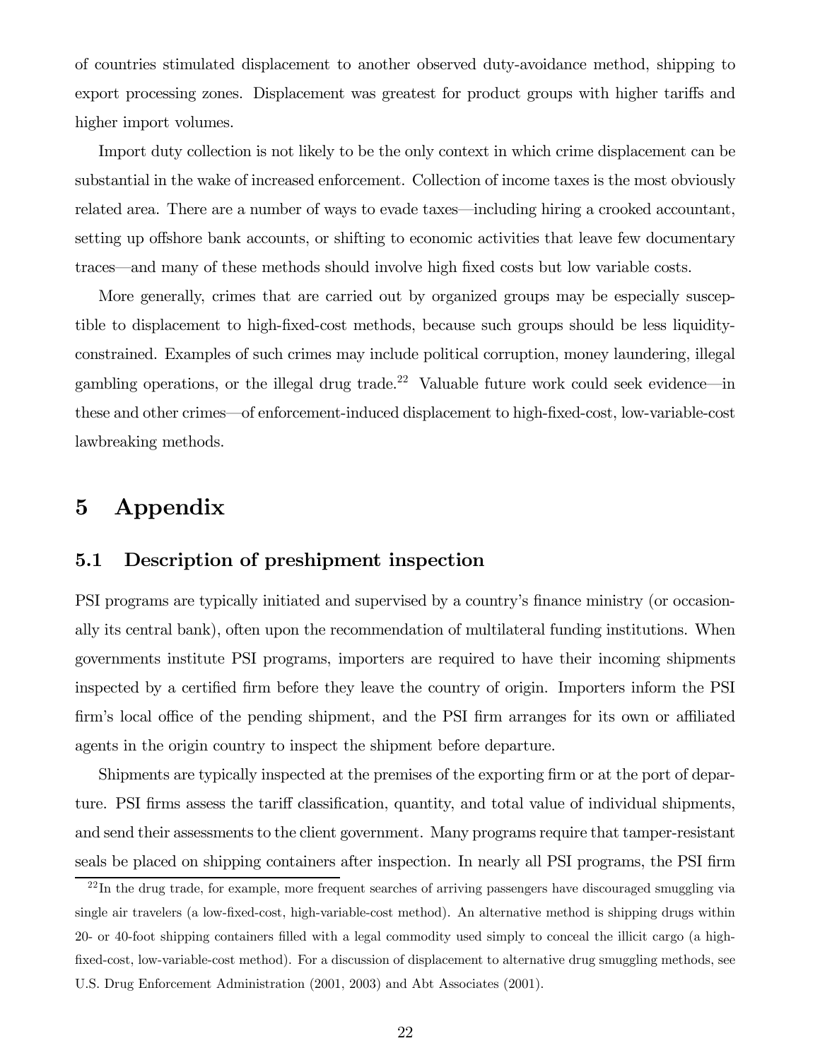of countries stimulated displacement to another observed duty-avoidance method, shipping to export processing zones. Displacement was greatest for product groups with higher tariffs and higher import volumes.

Import duty collection is not likely to be the only context in which crime displacement can be substantial in the wake of increased enforcement. Collection of income taxes is the most obviously related area. There are a number of ways to evade taxes—including hiring a crooked accountant, setting up offshore bank accounts, or shifting to economic activities that leave few documentary traces—and many of these methods should involve high fixed costs but low variable costs.

More generally, crimes that are carried out by organized groups may be especially susceptible to displacement to high-fixed-cost methods, because such groups should be less liquidity-constrained. Examples of such crimes may include political corruption, money laundering, illegal gambling operations, or the illegal drug trade.[22] Valuable future work could seek evidence—in these and other crimes—of enforcement-induced displacement to high-fixed-cost, low-variable-cost lawbreaking methods.

# 5 Appendix

## 5.1 Description of preshipment inspection

PSI programs are typically initiated and supervised by a country's finance ministry (or occasionally its central bank), often upon the recommendation of multilateral funding institutions. When governments institute PSI programs, importers are required to have their incoming shipments inspected by a certified firm before they leave the country of origin. Importers inform the PSI firm's local office of the pending shipment, and the PSI firm arranges for its own or affiliated agents in the origin country to inspect the shipment before departure.

Shipments are typically inspected at the premises of the exporting firm or at the port of departure. PSI firms assess the tariff classification, quantity, and total value of individual shipments, and send their assessments to the client government. Many programs require that tamper-resistant seals be placed on shipping containers after inspection. In nearly all PSI programs, the PSI firm

[22] In the drug trade, for example, more frequent searches of arriving passengers have discouraged smuggling via single air travelers (a low-fixed-cost, high-variable-cost method). An alternative method is shipping drugs within 20- or 40-foot shipping containers filled with a legal commodity used simply to conceal the illicit cargo (a high-fixed-cost, low-variable-cost method). For a discussion of displacement to alternative drug smuggling methods, see U.S. Drug Enforcement Administration (2001, 2003) and Abt Associates (2001).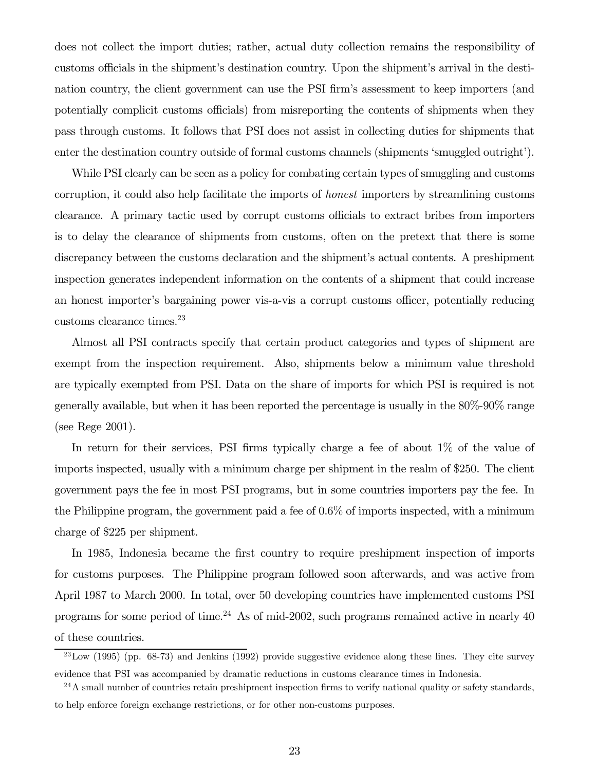does not collect the import duties; rather, actual duty collection remains the responsibility of customs officials in the shipment's destination country. Upon the shipment's arrival in the destination country, the client government can use the PSI firm's assessment to keep importers (and potentially complicit customs officials) from misreporting the contents of shipments when they pass through customs. It follows that PSI does not assist in collecting duties for shipments that enter the destination country outside of formal customs channels (shipments 'smuggled outright').

While PSI clearly can be seen as a policy for combating certain types of smuggling and customs corruption, it could also help facilitate the imports of *honest* importers by streamlining customs clearance. A primary tactic used by corrupt customs officials to extract bribes from importers is to delay the clearance of shipments from customs, often on the pretext that there is some discrepancy between the customs declaration and the shipment's actual contents. A preshipment inspection generates independent information on the contents of a shipment that could increase an honest importer's bargaining power vis-a-vis a corrupt customs officer, potentially reducing customs clearance times.[23]

Almost all PSI contracts specify that certain product categories and types of shipment are exempt from the inspection requirement. Also, shipments below a minimum value threshold are typically exempted from PSI. Data on the share of imports for which PSI is required is not generally available, but when it has been reported the percentage is usually in the 80%-90% range (see Rege 2001).

In return for their services, PSI firms typically charge a fee of about 1% of the value of imports inspected, usually with a minimum charge per shipment in the realm of $250. The client government pays the fee in most PSI programs, but in some countries importers pay the fee. In the Philippine program, the government paid a fee of 0.6% of imports inspected, with a minimum charge of $225 per shipment.

In 1985, Indonesia became the first country to require preshipment inspection of imports for customs purposes. The Philippine program followed soon afterwards, and was active from April 1987 to March 2000. In total, over 50 developing countries have implemented customs PSI programs for some period of time.[24] As of mid-2002, such programs remained active in nearly 40 of these countries.

[23] Low (1995) (pp. 68-73) and Jenkins (1992) provide suggestive evidence along these lines. They cite survey evidence that PSI was accompanied by dramatic reductions in customs clearance times in Indonesia.

[24] A small number of countries retain preshipment inspection firms to verify national quality or safety standards, to help enforce foreign exchange restrictions, or for other non-customs purposes.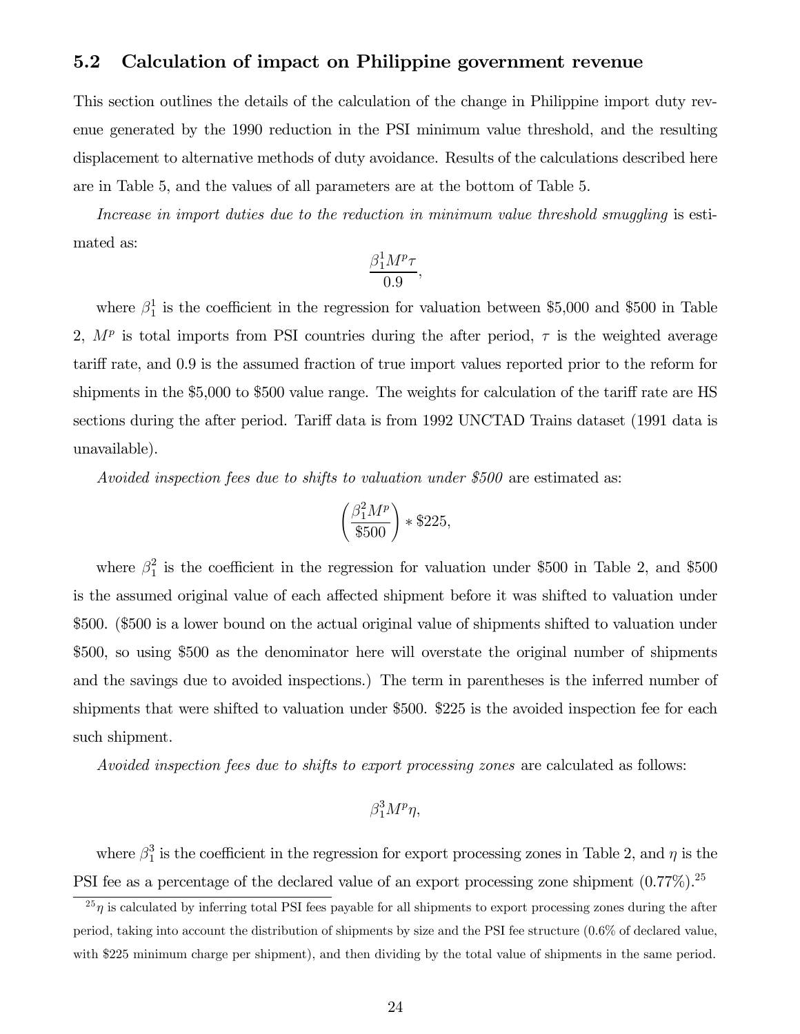### 5.2 Calculation of impact on Philippine government revenue

This section outlines the details of the calculation of the change in Philippine import duty revenue generated by the 1990 reduction in the PSI minimum value threshold, and the resulting displacement to alternative methods of duty avoidance. Results of the calculations described here are in Table 5, and the values of all parameters are at the bottom of Table 5.

*Increase in import duties due to the reduction in minimum value threshold smuggling* is estimated as:

$$\frac{\beta_1^1 M^p \tau}{0.9},$$

where $\beta_1^1$ is the coefficient in the regression for valuation between \$5,000 and \$500 in Table 2, $M^p$ is total imports from PSI countries during the after period, $\tau$ is the weighted average tariff rate, and 0.9 is the assumed fraction of true import values reported prior to the reform for shipments in the \$5,000 to \$500 value range. The weights for calculation of the tariff rate are HS sections during the after period. Tariff data is from 1992 UNCTAD Trains dataset (1991 data is unavailable).

*Avoided inspection fees due to shifts to valuation under \$500* are estimated as:

$$\left(\frac{\beta_1^2 M^p}{\$500}\right) * \$225,$$

where $\beta_1^2$ is the coefficient in the regression for valuation under \$500 in Table 2, and \$500 is the assumed original value of each affected shipment before it was shifted to valuation under \$500. (\$500 is a lower bound on the actual original value of shipments shifted to valuation under \$500, so using \$500 as the denominator here will overstate the original number of shipments and the savings due to avoided inspections.) The term in parentheses is the inferred number of shipments that were shifted to valuation under \$500. \$225 is the avoided inspection fee for each such shipment.

*Avoided inspection fees due to shifts to export processing zones* are calculated as follows:

$$\beta_1^3 M^p \eta,$$

where $\beta_1^3$ is the coefficient in the regression for export processing zones in Table 2, and $\eta$ is the PSI fee as a percentage of the declared value of an export processing zone shipment (0.77%).[25]

[25] $\eta$ is calculated by inferring total PSI fees payable for all shipments to export processing zones during the after period, taking into account the distribution of shipments by size and the PSI fee structure (0.6% of declared value, with \$225 minimum charge per shipment), and then dividing by the total value of shipments in the same period.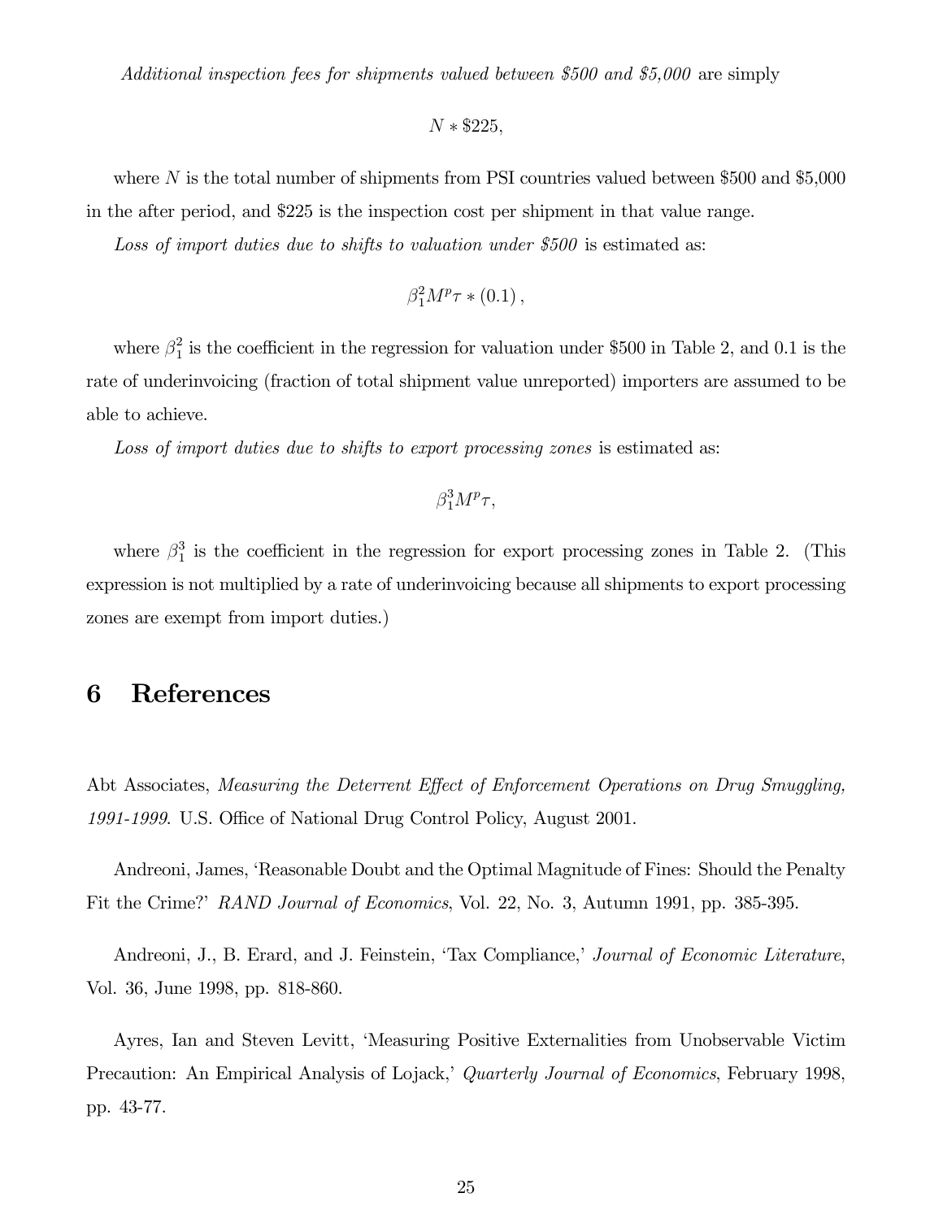*Additional inspection fees for shipments valued between \$500 and \$5,000* are simply

$$N * \$225,$$

where $N$ is the total number of shipments from PSI countries valued between \$500 and \$5,000 in the after period, and \$225 is the inspection cost per shipment in that value range.

*Loss of import duties due to shifts to valuation under \$500* is estimated as:

$$\beta_1^2 M^p \tau * (0.1),$$

where $\beta_1^2$ is the coefficient in the regression for valuation under \$500 in Table 2, and 0.1 is the rate of underinvoicing (fraction of total shipment value unreported) importers are assumed to be able to achieve.

*Loss of import duties due to shifts to export processing zones* is estimated as:

$$\beta_1^3 M^p \tau,$$

where $\beta_1^3$ is the coefficient in the regression for export processing zones in Table 2. (This expression is not multiplied by a rate of underinvoicing because all shipments to export processing zones are exempt from import duties.)

# 6 References

Abt Associates, *Measuring the Deterrent Effect of Enforcement Operations on Drug Smuggling, 1991-1999*. U.S. Office of National Drug Control Policy, August 2001.

Andreoni, James, 'Reasonable Doubt and the Optimal Magnitude of Fines: Should the Penalty Fit the Crime?' *RAND Journal of Economics*, Vol. 22, No. 3, Autumn 1991, pp. 385-395.

Andreoni, J., B. Erard, and J. Feinstein, 'Tax Compliance,' *Journal of Economic Literature*, Vol. 36, June 1998, pp. 818-860.

Ayres, Ian and Steven Levitt, 'Measuring Positive Externalities from Unobservable Victim Precaution: An Empirical Analysis of Lojack,' *Quarterly Journal of Economics*, February 1998, pp. 43-77.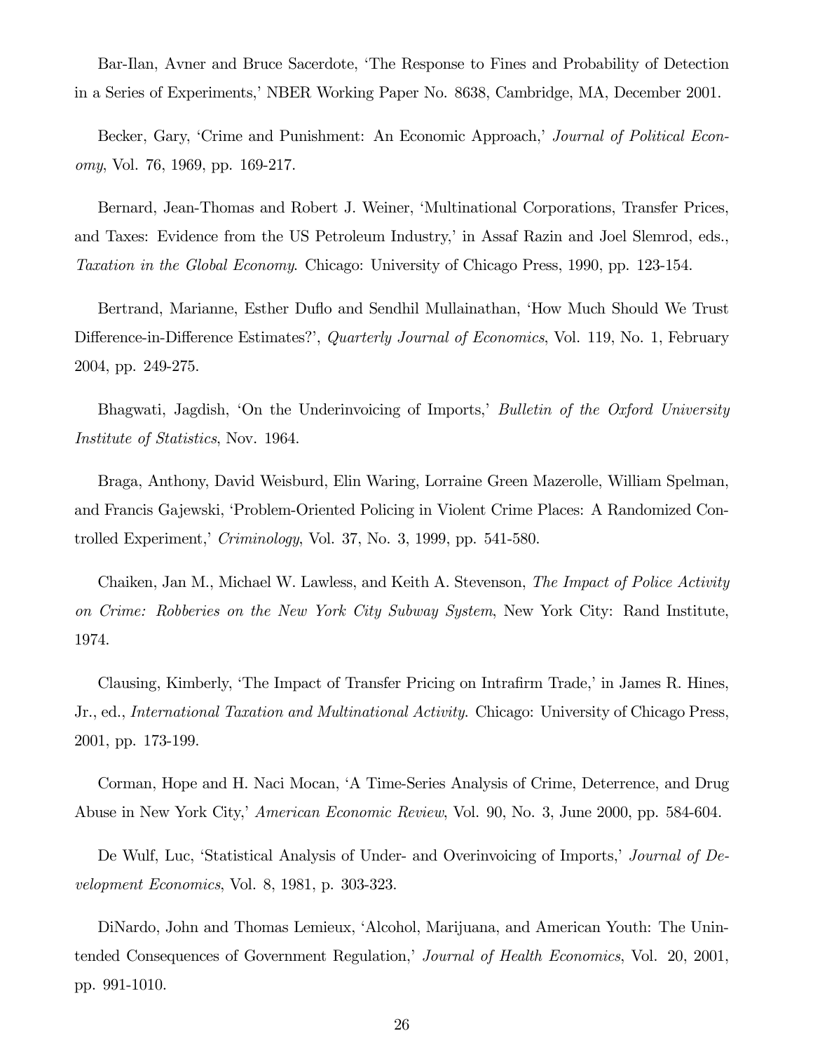Bar-Ilan, Avner and Bruce Sacerdote, 'The Response to Fines and Probability of Detection in a Series of Experiments,' NBER Working Paper No. 8638, Cambridge, MA, December 2001.

Becker, Gary, 'Crime and Punishment: An Economic Approach,' *Journal of Political Economy*, Vol. 76, 1969, pp. 169-217.

Bernard, Jean-Thomas and Robert J. Weiner, 'Multinational Corporations, Transfer Prices, and Taxes: Evidence from the US Petroleum Industry,' in Assaf Razin and Joel Slemrod, eds., *Taxation in the Global Economy*. Chicago: University of Chicago Press, 1990, pp. 123-154.

Bertrand, Marianne, Esther Duflo and Sendhil Mullainathan, 'How Much Should We Trust Difference-in-Difference Estimates?', *Quarterly Journal of Economics*, Vol. 119, No. 1, February 2004, pp. 249-275.

Bhagwati, Jagdish, 'On the Underinvoicing of Imports,' *Bulletin of the Oxford University Institute of Statistics*, Nov. 1964.

Braga, Anthony, David Weisburd, Elin Waring, Lorraine Green Mazerolle, William Spelman, and Francis Gajewski, 'Problem-Oriented Policing in Violent Crime Places: A Randomized Controlled Experiment,' *Criminology*, Vol. 37, No. 3, 1999, pp. 541-580.

Chaiken, Jan M., Michael W. Lawless, and Keith A. Stevenson, *The Impact of Police Activity on Crime: Robberies on the New York City Subway System*, New York City: Rand Institute, 1974.

Clausing, Kimberly, 'The Impact of Transfer Pricing on Intrafirm Trade,' in James R. Hines, Jr., ed., *International Taxation and Multinational Activity.* Chicago: University of Chicago Press, 2001, pp. 173-199.

Corman, Hope and H. Naci Mocan, 'A Time-Series Analysis of Crime, Deterrence, and Drug Abuse in New York City,' *American Economic Review*, Vol. 90, No. 3, June 2000, pp. 584-604.

De Wulf, Luc, 'Statistical Analysis of Under- and Overinvoicing of Imports,' *Journal of Development Economics*, Vol. 8, 1981, p. 303-323.

DiNardo, John and Thomas Lemieux, 'Alcohol, Marijuana, and American Youth: The Unintended Consequences of Government Regulation,' *Journal of Health Economics*, Vol. 20, 2001, pp. 991-1010.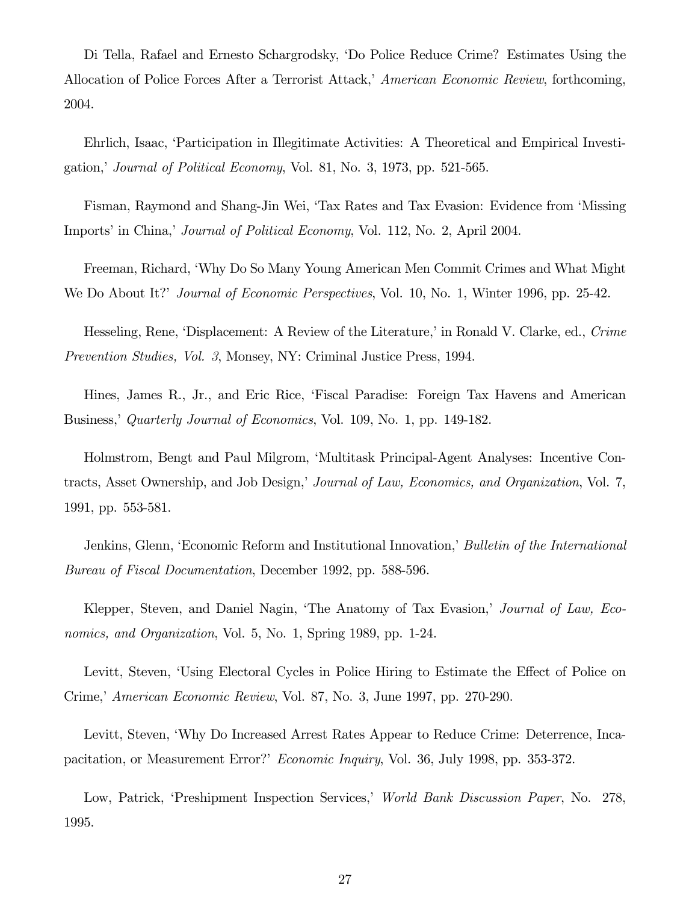Di Tella, Rafael and Ernesto Schargrodsky, 'Do Police Reduce Crime? Estimates Using the Allocation of Police Forces After a Terrorist Attack,' *American Economic Review*, forthcoming, 2004.

Ehrlich, Isaac, 'Participation in Illegitimate Activities: A Theoretical and Empirical Investigation,' *Journal of Political Economy*, Vol. 81, No. 3, 1973, pp. 521-565.

Fisman, Raymond and Shang-Jin Wei, 'Tax Rates and Tax Evasion: Evidence from 'Missing Imports' in China,' *Journal of Political Economy*, Vol. 112, No. 2, April 2004.

Freeman, Richard, 'Why Do So Many Young American Men Commit Crimes and What Might We Do About It?' *Journal of Economic Perspectives*, Vol. 10, No. 1, Winter 1996, pp. 25-42.

Hesseling, Rene, 'Displacement: A Review of the Literature,' in Ronald V. Clarke, ed., *Crime Prevention Studies, Vol. 3*, Monsey, NY: Criminal Justice Press, 1994.

Hines, James R., Jr., and Eric Rice, 'Fiscal Paradise: Foreign Tax Havens and American Business,' *Quarterly Journal of Economics*, Vol. 109, No. 1, pp. 149-182.

Holmstrom, Bengt and Paul Milgrom, 'Multitask Principal-Agent Analyses: Incentive Contracts, Asset Ownership, and Job Design,' *Journal of Law, Economics, and Organization*, Vol. 7, 1991, pp. 553-581.

Jenkins, Glenn, 'Economic Reform and Institutional Innovation,' *Bulletin of the International Bureau of Fiscal Documentation*, December 1992, pp. 588-596.

Klepper, Steven, and Daniel Nagin, 'The Anatomy of Tax Evasion,' *Journal of Law, Economics, and Organization*, Vol. 5, No. 1, Spring 1989, pp. 1-24.

Levitt, Steven, 'Using Electoral Cycles in Police Hiring to Estimate the Effect of Police on Crime,' *American Economic Review*, Vol. 87, No. 3, June 1997, pp. 270-290.

Levitt, Steven, 'Why Do Increased Arrest Rates Appear to Reduce Crime: Deterrence, Incapacitation, or Measurement Error?' *Economic Inquiry*, Vol. 36, July 1998, pp. 353-372.

Low, Patrick, 'Preshipment Inspection Services,' *World Bank Discussion Paper*, No. 278, 1995.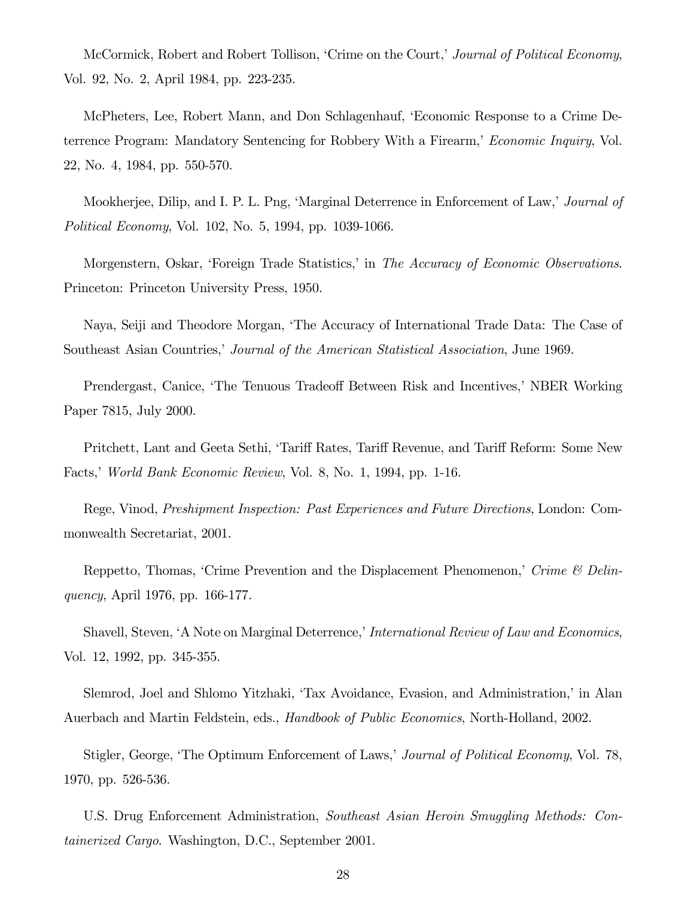McCormick, Robert and Robert Tollison, 'Crime on the Court,' *Journal of Political Economy*, Vol. 92, No. 2, April 1984, pp. 223-235.

McPheters, Lee, Robert Mann, and Don Schlagenhauf, 'Economic Response to a Crime Deterrence Program: Mandatory Sentencing for Robbery With a Firearm,' *Economic Inquiry*, Vol. 22, No. 4, 1984, pp. 550-570.

Mookherjee, Dilip, and I. P. L. Png, 'Marginal Deterrence in Enforcement of Law,' *Journal of Political Economy*, Vol. 102, No. 5, 1994, pp. 1039-1066.

Morgenstern, Oskar, 'Foreign Trade Statistics,' in *The Accuracy of Economic Observations*. Princeton: Princeton University Press, 1950.

Naya, Seiji and Theodore Morgan, 'The Accuracy of International Trade Data: The Case of Southeast Asian Countries,' *Journal of the American Statistical Association*, June 1969.

Prendergast, Canice, 'The Tenuous Tradeoff Between Risk and Incentives,' NBER Working Paper 7815, July 2000.

Pritchett, Lant and Geeta Sethi, 'Tariff Rates, Tariff Revenue, and Tariff Reform: Some New Facts,' *World Bank Economic Review*, Vol. 8, No. 1, 1994, pp. 1-16.

Rege, Vinod, *Preshipment Inspection: Past Experiences and Future Directions*, London: Commonwealth Secretariat, 2001.

Reppetto, Thomas, 'Crime Prevention and the Displacement Phenomenon,' *Crime & Delinquency*, April 1976, pp. 166-177.

Shavell, Steven, 'A Note on Marginal Deterrence,' *International Review of Law and Economics*, Vol. 12, 1992, pp. 345-355.

Slemrod, Joel and Shlomo Yitzhaki, 'Tax Avoidance, Evasion, and Administration,' in Alan Auerbach and Martin Feldstein, eds., *Handbook of Public Economics*, North-Holland, 2002.

Stigler, George, 'The Optimum Enforcement of Laws,' *Journal of Political Economy*, Vol. 78, 1970, pp. 526-536.

U.S. Drug Enforcement Administration, *Southeast Asian Heroin Smuggling Methods: Containerized Cargo*. Washington, D.C., September 2001.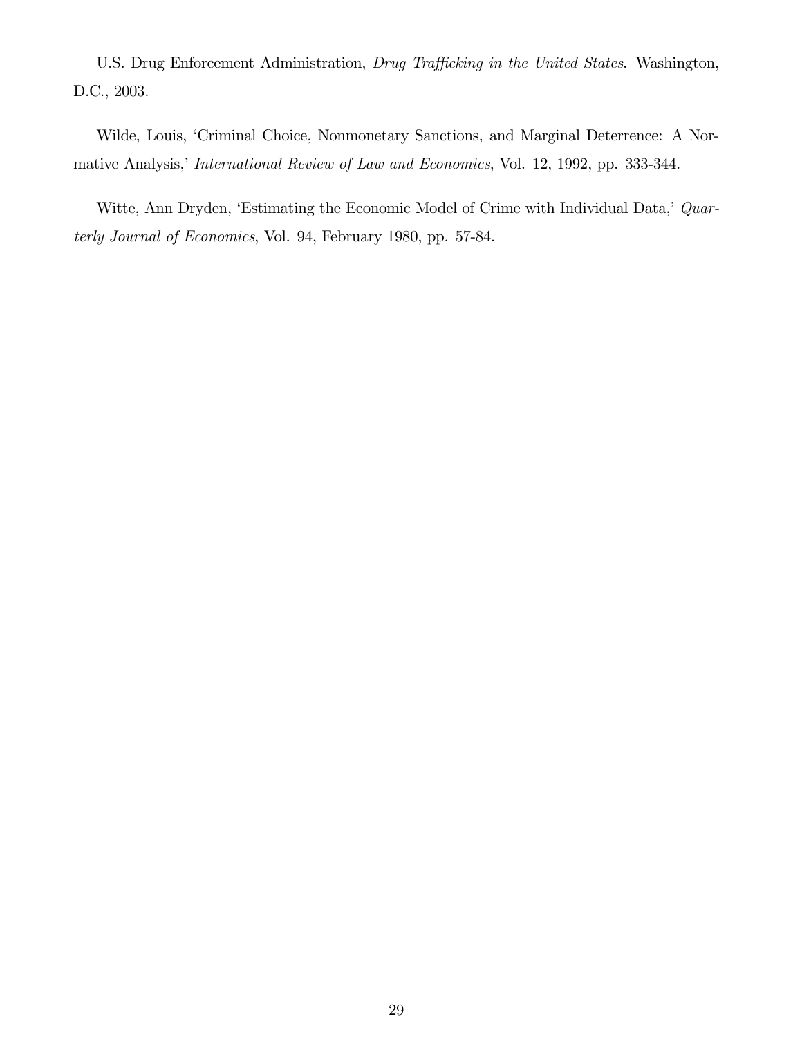U.S. Drug Enforcement Administration, *Drug Trafficking in the United States*. Washington, D.C., 2003.

Wilde, Louis, 'Criminal Choice, Nonmonetary Sanctions, and Marginal Deterrence: A Normative Analysis,' *International Review of Law and Economics*, Vol. 12, 1992, pp. 333-344.

Witte, Ann Dryden, 'Estimating the Economic Model of Crime with Individual Data,' *Quarterly Journal of Economics*, Vol. 94, February 1980, pp. 57-84.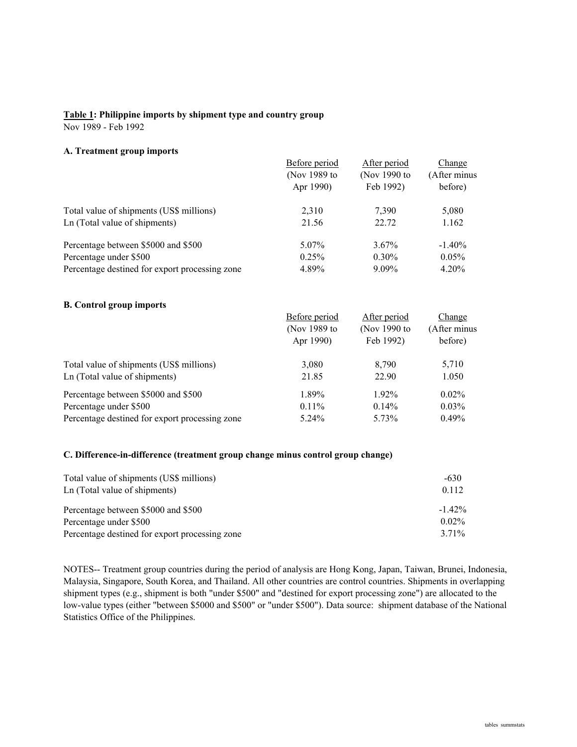**Table 1: Philippine imports by shipment type and country group**

Nov 1989 - Feb 1992

**A. Treatment group imports**

| | Before period (Nov 1989 to Apr 1990) | After period (Nov 1990 to Feb 1992) | Change (After minus before) |
|---|---|---|---|
| Total value of shipments (US$ millions) | 2,310 | 7,390 | 5,080 |
| Ln (Total value of shipments) | 21.56 | 22.72 | 1.162 |
| Percentage between $5000 and $500 | 5.07% | 3.67% | -1.40% |
| Percentage under $500 | 0.25% | 0.30% | 0.05% |
| Percentage destined for export processing zone | 4.89% | 9.09% | 4.20% |

**B. Control group imports**

| | Before period (Nov 1989 to Apr 1990) | After period (Nov 1990 to Feb 1992) | Change (After minus before) |
|---|---|---|---|
| Total value of shipments (US$ millions) | 3,080 | 8,790 | 5,710 |
| Ln (Total value of shipments) | 21.85 | 22.90 | 1.050 |
| Percentage between $5000 and $500 | 1.89% | 1.92% | 0.02% |
| Percentage under $500 | 0.11% | 0.14% | 0.03% |
| Percentage destined for export processing zone | 5.24% | 5.73% | 0.49% |

**C. Difference-in-difference (treatment group change minus control group change)**

| | |
|---|---|
| Total value of shipments (US$ millions) | -630 |
| Ln (Total value of shipments) | 0.112 |
| Percentage between $5000 and $500 | -1.42% |
| Percentage under $500 | 0.02% |
| Percentage destined for export processing zone | 3.71% |

NOTES-- Treatment group countries during the period of analysis are Hong Kong, Japan, Taiwan, Brunei, Indonesia, Malaysia, Singapore, South Korea, and Thailand. All other countries are control countries. Shipments in overlapping shipment types (e.g., shipment is both "under $500" and "destined for export processing zone") are allocated to the low-value types (either "between $5000 and $500" or "under $500"). Data source: shipment database of the National Statistics Office of the Philippines.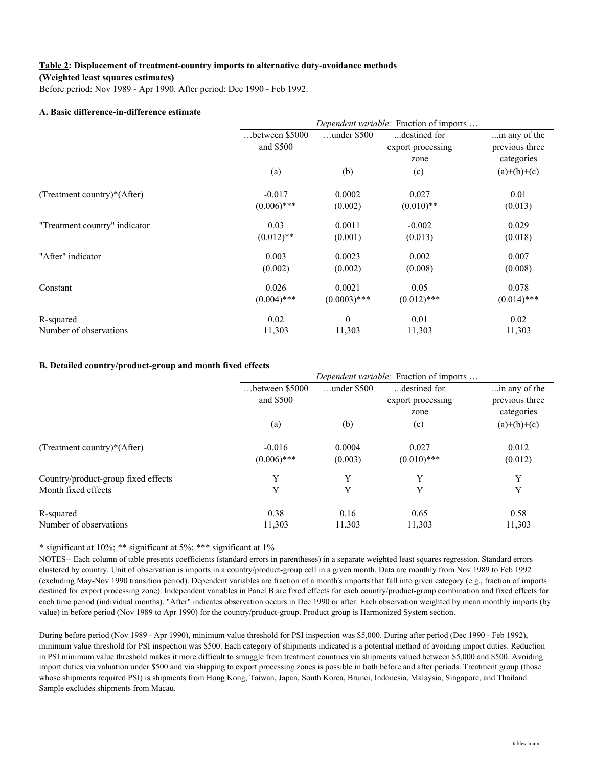**Table 2: Displacement of treatment-country imports to alternative duty-avoidance methods**
**(Weighted least squares estimates)**

Before period: Nov 1989 - Apr 1990. After period: Dec 1990 - Feb 1992.

**A. Basic difference-in-difference estimate**

| | *Dependent variable:* Fraction of imports … | | | |
|---|---|---|---|---|
| | …between \$5000 and \$500 | …under \$500 | ...destined for export processing zone | ...in any of the previous three categories |
| | (a) | (b) | (c) | (a)+(b)+(c) |
| (Treatment country)*(After) | -0.017 | 0.0002 | 0.027 | 0.01 |
| | (0.006)*** | (0.002) | (0.010)** | (0.013) |
| "Treatment country" indicator | 0.03 | 0.0011 | -0.002 | 0.029 |
| | (0.012)** | (0.001) | (0.013) | (0.018) |
| "After" indicator | 0.003 | 0.0023 | 0.002 | 0.007 |
| | (0.002) | (0.002) | (0.008) | (0.008) |
| Constant | 0.026 | 0.0021 | 0.05 | 0.078 |
| | (0.004)*** | (0.0003)*** | (0.012)*** | (0.014)*** |
| R-squared | 0.02 | 0 | 0.01 | 0.02 |
| Number of observations | 11,303 | 11,303 | 11,303 | 11,303 |

**B. Detailed country/product-group and month fixed effects**

| | *Dependent variable:* Fraction of imports … | | | |
|---|---|---|---|---|
| | …between \$5000 and \$500 | …under \$500 | ...destined for export processing zone | ...in any of the previous three categories |
| | (a) | (b) | (c) | (a)+(b)+(c) |
| (Treatment country)*(After) | -0.016 | 0.0004 | 0.027 | 0.012 |
| | (0.006)*** | (0.003) | (0.010)*** | (0.012) |
| Country/product-group fixed effects | Y | Y | Y | Y |
| Month fixed effects | Y | Y | Y | Y |
| R-squared | 0.38 | 0.16 | 0.65 | 0.58 |
| Number of observations | 11,303 | 11,303 | 11,303 | 11,303 |

* significant at 10%; ** significant at 5%; *** significant at 1%

NOTES-- Each column of table presents coefficients (standard errors in parentheses) in a separate weighted least squares regression. Standard errors clustered by country. Unit of observation is imports in a country/product-group cell in a given month. Data are monthly from Nov 1989 to Feb 1992 (excluding May-Nov 1990 transition period). Dependent variables are fraction of a month's imports that fall into given category (e.g., fraction of imports destined for export processing zone). Independent variables in Panel B are fixed effects for each country/product-group combination and fixed effects for each time period (individual months). "After" indicates observation occurs in Dec 1990 or after. Each observation weighted by mean monthly imports (by value) in before period (Nov 1989 to Apr 1990) for the country/product-group. Product group is Harmonized System section.

During before period (Nov 1989 - Apr 1990), minimum value threshold for PSI inspection was \$5,000. During after period (Dec 1990 - Feb 1992), minimum value threshold for PSI inspection was \$500. Each category of shipments indicated is a potential method of avoiding import duties. Reduction in PSI minimum value threshold makes it more difficult to smuggle from treatment countries via shipments valued between \$5,000 and \$500. Avoiding import duties via valuation under \$500 and via shipping to export processing zones is possible in both before and after periods. Treatment group (those whose shipments required PSI) is shipments from Hong Kong, Taiwan, Japan, South Korea, Brunei, Indonesia, Malaysia, Singapore, and Thailand. Sample excludes shipments from Macau.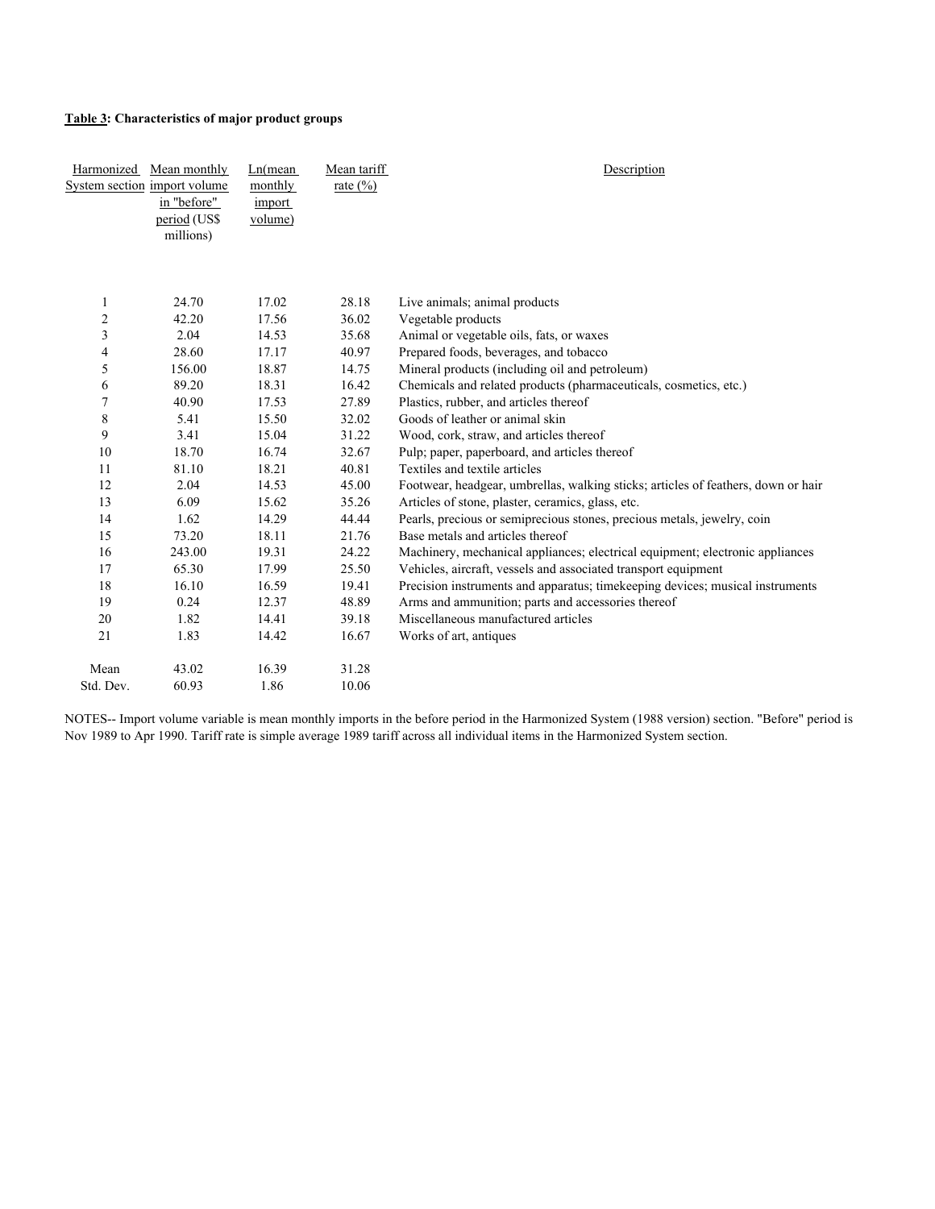**Table 3: Characteristics of major product groups**

| Harmonized System section | Mean monthly import volume in "before" period (US$ millions) | Ln(mean monthly import volume) | Mean tariff rate (%) | Description |
|---|---|---|---|---|
| 1 | 24.70 | 17.02 | 28.18 | Live animals; animal products |
| 2 | 42.20 | 17.56 | 36.02 | Vegetable products |
| 3 | 2.04 | 14.53 | 35.68 | Animal or vegetable oils, fats, or waxes |
| 4 | 28.60 | 17.17 | 40.97 | Prepared foods, beverages, and tobacco |
| 5 | 156.00 | 18.87 | 14.75 | Mineral products (including oil and petroleum) |
| 6 | 89.20 | 18.31 | 16.42 | Chemicals and related products (pharmaceuticals, cosmetics, etc.) |
| 7 | 40.90 | 17.53 | 27.89 | Plastics, rubber, and articles thereof |
| 8 | 5.41 | 15.50 | 32.02 | Goods of leather or animal skin |
| 9 | 3.41 | 15.04 | 31.22 | Wood, cork, straw, and articles thereof |
| 10 | 18.70 | 16.74 | 32.67 | Pulp; paper, paperboard, and articles thereof |
| 11 | 81.10 | 18.21 | 40.81 | Textiles and textile articles |
| 12 | 2.04 | 14.53 | 45.00 | Footwear, headgear, umbrellas, walking sticks; articles of feathers, down or hair |
| 13 | 6.09 | 15.62 | 35.26 | Articles of stone, plaster, ceramics, glass, etc. |
| 14 | 1.62 | 14.29 | 44.44 | Pearls, precious or semiprecious stones, precious metals, jewelry, coin |
| 15 | 73.20 | 18.11 | 21.76 | Base metals and articles thereof |
| 16 | 243.00 | 19.31 | 24.22 | Machinery, mechanical appliances; electrical equipment; electronic appliances |
| 17 | 65.30 | 17.99 | 25.50 | Vehicles, aircraft, vessels and associated transport equipment |
| 18 | 16.10 | 16.59 | 19.41 | Precision instruments and apparatus; timekeeping devices; musical instruments |
| 19 | 0.24 | 12.37 | 48.89 | Arms and ammunition; parts and accessories thereof |
| 20 | 1.82 | 14.41 | 39.18 | Miscellaneous manufactured articles |
| 21 | 1.83 | 14.42 | 16.67 | Works of art, antiques |
| Mean | 43.02 | 16.39 | 31.28 | |
| Std. Dev. | 60.93 | 1.86 | 10.06 | |

NOTES-- Import volume variable is mean monthly imports in the before period in the Harmonized System (1988 version) section. "Before" period is Nov 1989 to Apr 1990. Tariff rate is simple average 1989 tariff across all individual items in the Harmonized System section.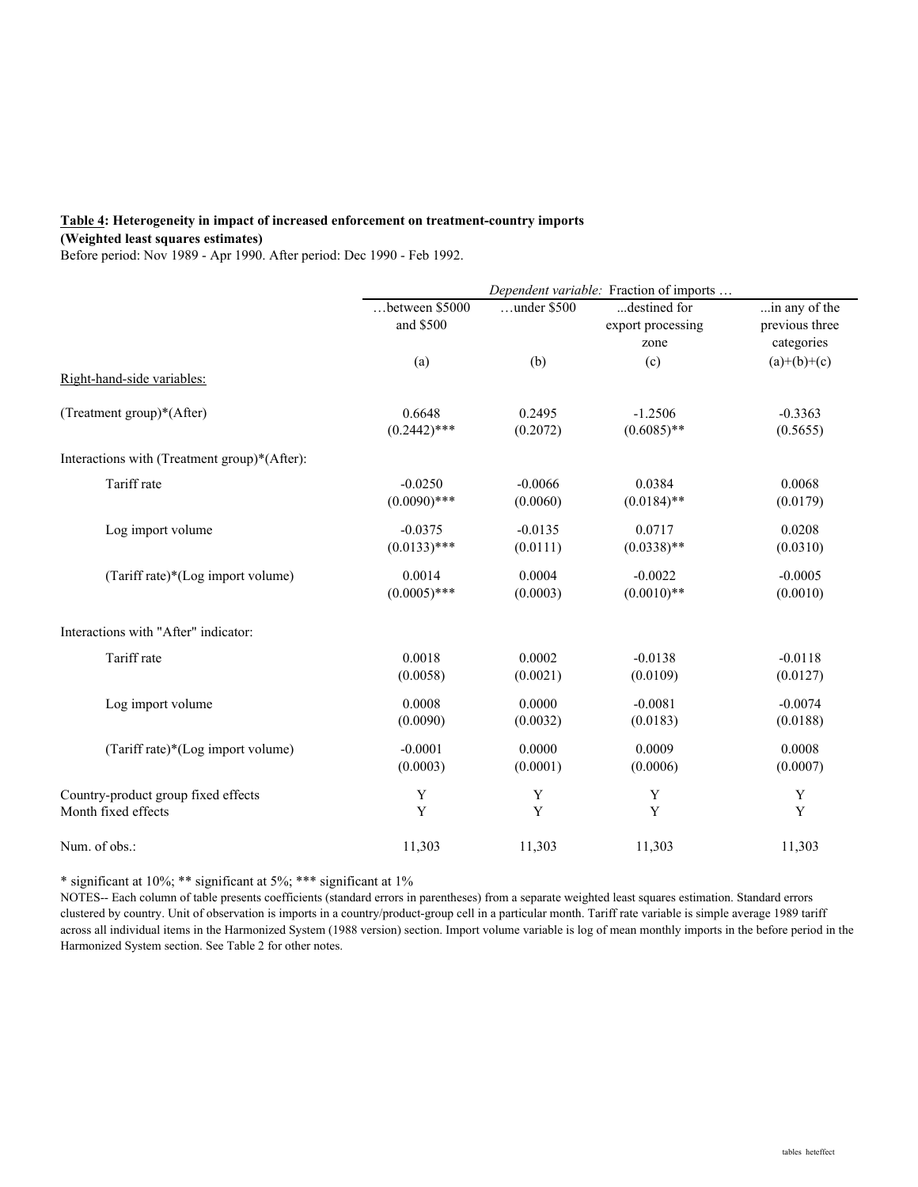**Table 4: Heterogeneity in impact of increased enforcement on treatment-country imports**
**(Weighted least squares estimates)**

Before period: Nov 1989 - Apr 1990. After period: Dec 1990 - Feb 1992.

| | *Dependent variable:* Fraction of imports … | | | |
|---|---|---|---|---|
| | …between $5000 and $500 | …under $500 | ...destined for export processing zone | ...in any of the previous three categories |
| | (a) | (b) | (c) | (a)+(b)+(c) |
| Right-hand-side variables: | | | | |
| (Treatment group)*(After) | 0.6648 | 0.2495 | -1.2506 | -0.3363 |
| | (0.2442)*** | (0.2072) | (0.6085)** | (0.5655) |
| Interactions with (Treatment group)*(After): | | | | |
| Tariff rate | -0.0250 | -0.0066 | 0.0384 | 0.0068 |
| | (0.0090)*** | (0.0060) | (0.0184)** | (0.0179) |
| Log import volume | -0.0375 | -0.0135 | 0.0717 | 0.0208 |
| | (0.0133)*** | (0.0111) | (0.0338)** | (0.0310) |
| (Tariff rate)*(Log import volume) | 0.0014 | 0.0004 | -0.0022 | -0.0005 |
| | (0.0005)*** | (0.0003) | (0.0010)** | (0.0010) |
| Interactions with "After" indicator: | | | | |
| Tariff rate | 0.0018 | 0.0002 | -0.0138 | -0.0118 |
| | (0.0058) | (0.0021) | (0.0109) | (0.0127) |
| Log import volume | 0.0008 | 0.0000 | -0.0081 | -0.0074 |
| | (0.0090) | (0.0032) | (0.0183) | (0.0188) |
| (Tariff rate)*(Log import volume) | -0.0001 | 0.0000 | 0.0009 | 0.0008 |
| | (0.0003) | (0.0001) | (0.0006) | (0.0007) |
| Country-product group fixed effects | Y | Y | Y | Y |
| Month fixed effects | Y | Y | Y | Y |
| Num. of obs.: | 11,303 | 11,303 | 11,303 | 11,303 |

* significant at 10%; ** significant at 5%; *** significant at 1%

NOTES-- Each column of table presents coefficients (standard errors in parentheses) from a separate weighted least squares estimation. Standard errors clustered by country. Unit of observation is imports in a country/product-group cell in a particular month. Tariff rate variable is simple average 1989 tariff across all individual items in the Harmonized System (1988 version) section. Import volume variable is log of mean monthly imports in the before period in the Harmonized System section. See Table 2 for other notes.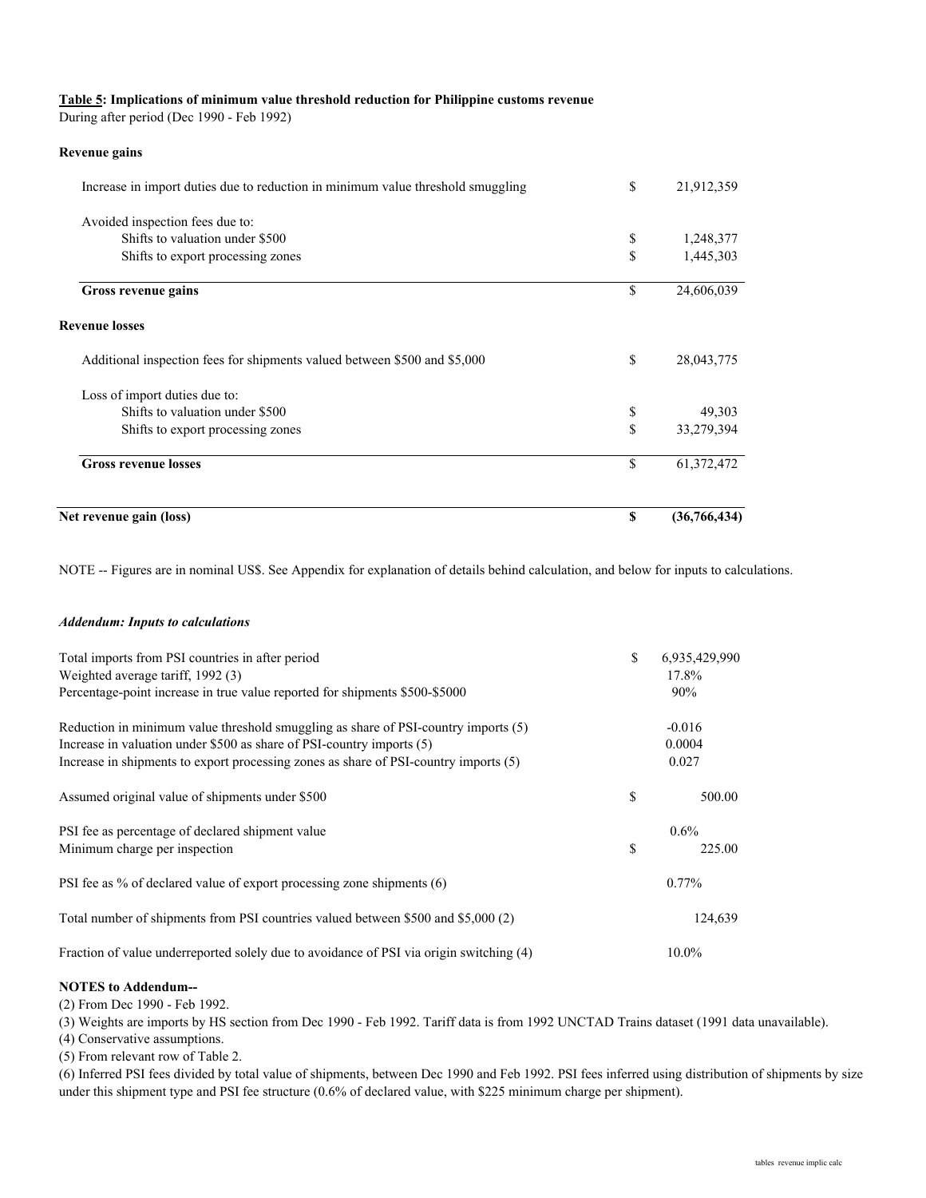**Table 5: Implications of minimum value threshold reduction for Philippine customs revenue**
During after period (Dec 1990 - Feb 1992)

| | | |
|---|---|---|
| **Revenue gains** | | |
| Increase in import duties due to reduction in minimum value threshold smuggling | $ | 21,912,359 |
| Avoided inspection fees due to: | | |
| Shifts to valuation under $500 | $ | 1,248,377 |
| Shifts to export processing zones | $ | 1,445,303 |
| **Gross revenue gains** | $ | 24,606,039 |
| **Revenue losses** | | |
| Additional inspection fees for shipments valued between $500 and $5,000 | $ | 28,043,775 |
| Loss of import duties due to: | | |
| Shifts to valuation under $500 | $ | 49,303 |
| Shifts to export processing zones | $ | 33,279,394 |
| **Gross revenue losses** | $ | 61,372,472 |
| **Net revenue gain (loss)** | **$** | **(36,766,434)** |

NOTE -- Figures are in nominal US$. See Appendix for explanation of details behind calculation, and below for inputs to calculations.

***Addendum: Inputs to calculations***

| | | |
|---|---|---|
| Total imports from PSI countries in after period | $ | 6,935,429,990 |
| Weighted average tariff, 1992 (3) | | 17.8% |
| Percentage-point increase in true value reported for shipments $500-$5000 | | 90% |
| Reduction in minimum value threshold smuggling as share of PSI-country imports (5) | | -0.016 |
| Increase in valuation under $500 as share of PSI-country imports (5) | | 0.0004 |
| Increase in shipments to export processing zones as share of PSI-country imports (5) | | 0.027 |
| Assumed original value of shipments under $500 | $ | 500.00 |
| PSI fee as percentage of declared shipment value | | 0.6% |
| Minimum charge per inspection | $ | 225.00 |
| PSI fee as % of declared value of export processing zone shipments (6) | | 0.77% |
| Total number of shipments from PSI countries valued between $500 and $5,000 (2) | | 124,639 |
| Fraction of value underreported solely due to avoidance of PSI via origin switching (4) | | 10.0% |

**NOTES to Addendum--**

(2) From Dec 1990 - Feb 1992.

(3) Weights are imports by HS section from Dec 1990 - Feb 1992. Tariff data is from 1992 UNCTAD Trains dataset (1991 data unavailable).

(4) Conservative assumptions.

(5) From relevant row of Table 2.

(6) Inferred PSI fees divided by total value of shipments, between Dec 1990 and Feb 1992. PSI fees inferred using distribution of shipments by size under this shipment type and PSI fee structure (0.6% of declared value, with $225 minimum charge per shipment).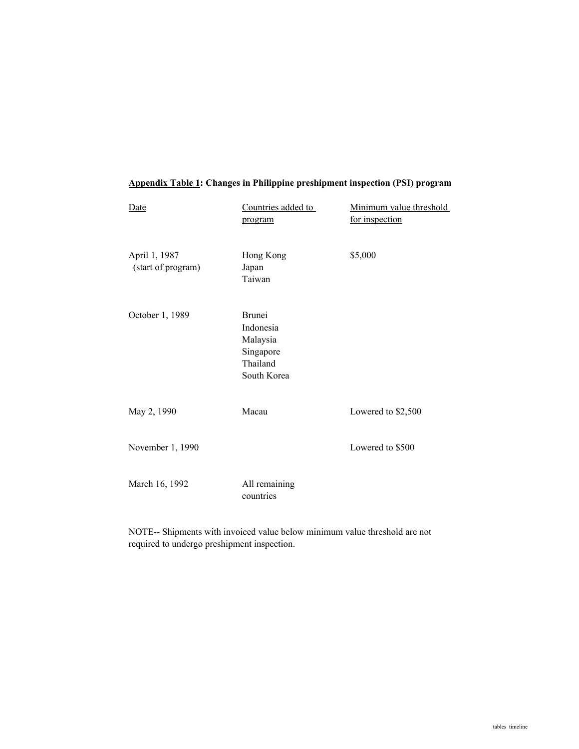**Appendix Table 1: Changes in Philippine preshipment inspection (PSI) program**

| Date | Countries added to program | Minimum value threshold for inspection |
|---|---|---|
| April 1, 1987 (start of program) | Hong Kong<br>Japan<br>Taiwan | $5,000 |
| October 1, 1989 | Brunei<br>Indonesia<br>Malaysia<br>Singapore<br>Thailand<br>South Korea | |
| May 2, 1990 | Macau | Lowered to $2,500 |
| November 1, 1990 | | Lowered to $500 |
| March 16, 1992 | All remaining countries | |

NOTE-- Shipments with invoiced value below minimum value threshold are not required to undergo preshipment inspection.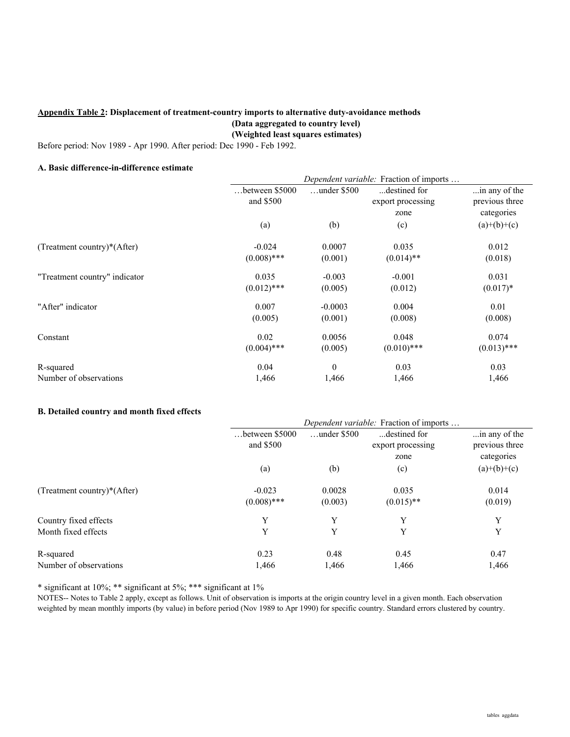**Appendix Table 2: Displacement of treatment-country imports to alternative duty-avoidance methods**
**(Data aggregated to country level)**
**(Weighted least squares estimates)**

Before period: Nov 1989 - Apr 1990. After period: Dec 1990 - Feb 1992.

**A. Basic difference-in-difference estimate**

| | *Dependent variable:* Fraction of imports … | | | |
|---|---|---|---|---|
| | …between $5000 and $500 | …under $500 | ...destined for export processing zone | ...in any of the previous three categories |
| | (a) | (b) | (c) | (a)+(b)+(c) |
| (Treatment country)*(After) | -0.024 | 0.0007 | 0.035 | 0.012 |
| | (0.008)*** | (0.001) | (0.014)** | (0.018) |
| "Treatment country" indicator | 0.035 | -0.003 | -0.001 | 0.031 |
| | (0.012)*** | (0.005) | (0.012) | (0.017)* |
| "After" indicator | 0.007 | -0.0003 | 0.004 | 0.01 |
| | (0.005) | (0.001) | (0.008) | (0.008) |
| Constant | 0.02 | 0.0056 | 0.048 | 0.074 |
| | (0.004)*** | (0.005) | (0.010)*** | (0.013)*** |
| R-squared | 0.04 | 0 | 0.03 | 0.03 |
| Number of observations | 1,466 | 1,466 | 1,466 | 1,466 |

**B. Detailed country and month fixed effects**

| | *Dependent variable:* Fraction of imports … | | | |
|---|---|---|---|---|
| | …between $5000 and $500 | …under $500 | ...destined for export processing zone | ...in any of the previous three categories |
| | (a) | (b) | (c) | (a)+(b)+(c) |
| (Treatment country)*(After) | -0.023 | 0.0028 | 0.035 | 0.014 |
| | (0.008)*** | (0.003) | (0.015)** | (0.019) |
| Country fixed effects | Y | Y | Y | Y |
| Month fixed effects | Y | Y | Y | Y |
| R-squared | 0.23 | 0.48 | 0.45 | 0.47 |
| Number of observations | 1,466 | 1,466 | 1,466 | 1,466 |

* significant at 10%; ** significant at 5%; *** significant at 1%

NOTES-- Notes to Table 2 apply, except as follows. Unit of observation is imports at the origin country level in a given month. Each observation weighted by mean monthly imports (by value) in before period (Nov 1989 to Apr 1990) for specific country. Standard errors clustered by country.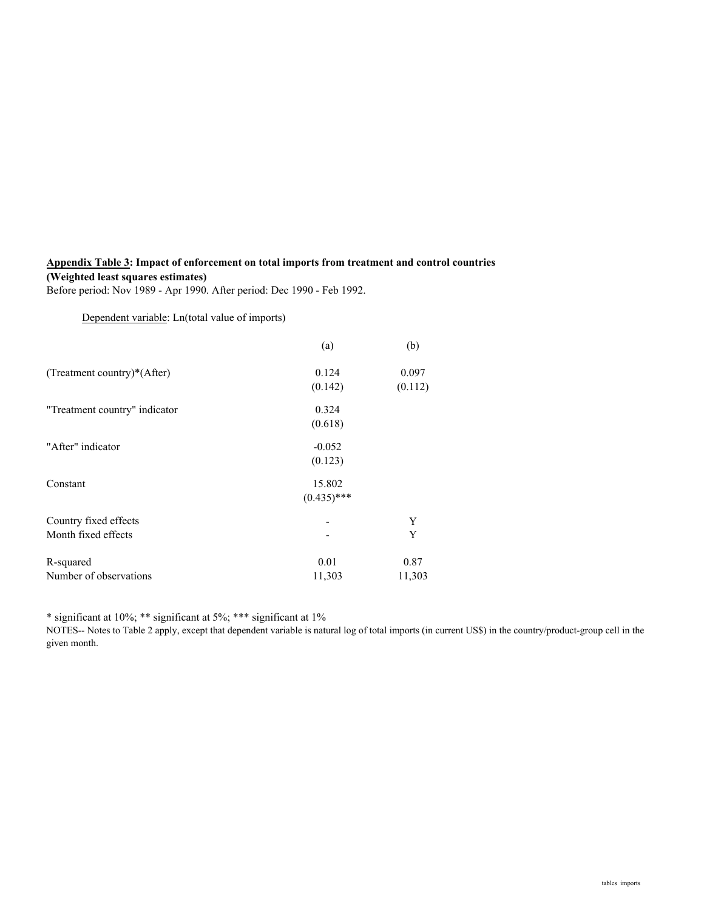**Appendix Table 3: Impact of enforcement on total imports from treatment and control countries**
**(Weighted least squares estimates)**
Before period: Nov 1989 - Apr 1990. After period: Dec 1990 - Feb 1992.

Dependent variable: Ln(total value of imports)

| | (a) | (b) |
|---|---|---|
| (Treatment country)*(After) | 0.124 | 0.097 |
| | (0.142) | (0.112) |
| "Treatment country" indicator | 0.324 | |
| | (0.618) | |
| "After" indicator | -0.052 | |
| | (0.123) | |
| Constant | 15.802 | |
| | (0.435)*** | |
| Country fixed effects | - | Y |
| Month fixed effects | - | Y |
| R-squared | 0.01 | 0.87 |
| Number of observations | 11,303 | 11,303 |

* significant at 10%; ** significant at 5%; *** significant at 1%

NOTES-- Notes to Table 2 apply, except that dependent variable is natural log of total imports (in current US$) in the country/product-group cell in the given month.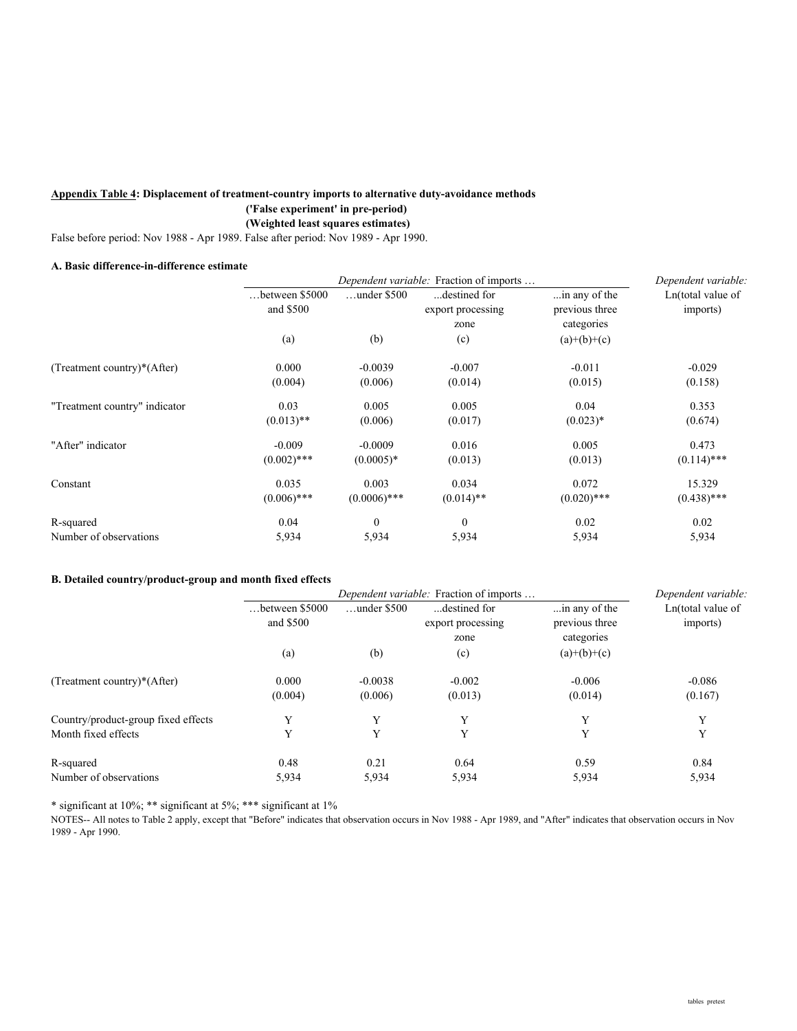**Appendix Table 4: Displacement of treatment-country imports to alternative duty-avoidance methods ('False experiment' in pre-period) (Weighted least squares estimates)**

False before period: Nov 1988 - Apr 1989. False after period: Nov 1989 - Apr 1990.

**A. Basic difference-in-difference estimate**

| | *Dependent variable:* Fraction of imports … | | | | *Dependent variable:* |
|---|---|---|---|---|---|
| | …between \$5000 and \$500 | …under \$500 | ...destined for export processing zone | ...in any of the previous three categories | Ln(total value of imports) |
| | (a) | (b) | (c) | (a)+(b)+(c) | |
| (Treatment country)*(After) | 0.000 | -0.0039 | -0.007 | -0.011 | -0.029 |
| | (0.004) | (0.006) | (0.014) | (0.015) | (0.158) |
| "Treatment country" indicator | 0.03 | 0.005 | 0.005 | 0.04 | 0.353 |
| | (0.013)** | (0.006) | (0.017) | (0.023)* | (0.674) |
| "After" indicator | -0.009 | -0.0009 | 0.016 | 0.005 | 0.473 |
| | (0.002)*** | (0.0005)* | (0.013) | (0.013) | (0.114)*** |
| Constant | 0.035 | 0.003 | 0.034 | 0.072 | 15.329 |
| | (0.006)*** | (0.0006)*** | (0.014)** | (0.020)*** | (0.438)*** |
| R-squared | 0.04 | 0 | 0 | 0.02 | 0.02 |
| Number of observations | 5,934 | 5,934 | 5,934 | 5,934 | 5,934 |

**B. Detailed country/product-group and month fixed effects**

| | *Dependent variable:* Fraction of imports … | | | | *Dependent variable:* |
|---|---|---|---|---|---|
| | …between \$5000 and \$500 | …under \$500 | ...destined for export processing zone | ...in any of the previous three categories | Ln(total value of imports) |
| | (a) | (b) | (c) | (a)+(b)+(c) | |
| (Treatment country)*(After) | 0.000 | -0.0038 | -0.002 | -0.006 | -0.086 |
| | (0.004) | (0.006) | (0.013) | (0.014) | (0.167) |
| Country/product-group fixed effects | Y | Y | Y | Y | Y |
| Month fixed effects | Y | Y | Y | Y | Y |
| R-squared | 0.48 | 0.21 | 0.64 | 0.59 | 0.84 |
| Number of observations | 5,934 | 5,934 | 5,934 | 5,934 | 5,934 |

* significant at 10%; ** significant at 5%; *** significant at 1%

NOTES-- All notes to Table 2 apply, except that "Before" indicates that observation occurs in Nov 1988 - Apr 1989, and "After" indicates that observation occurs in Nov 1989 - Apr 1990.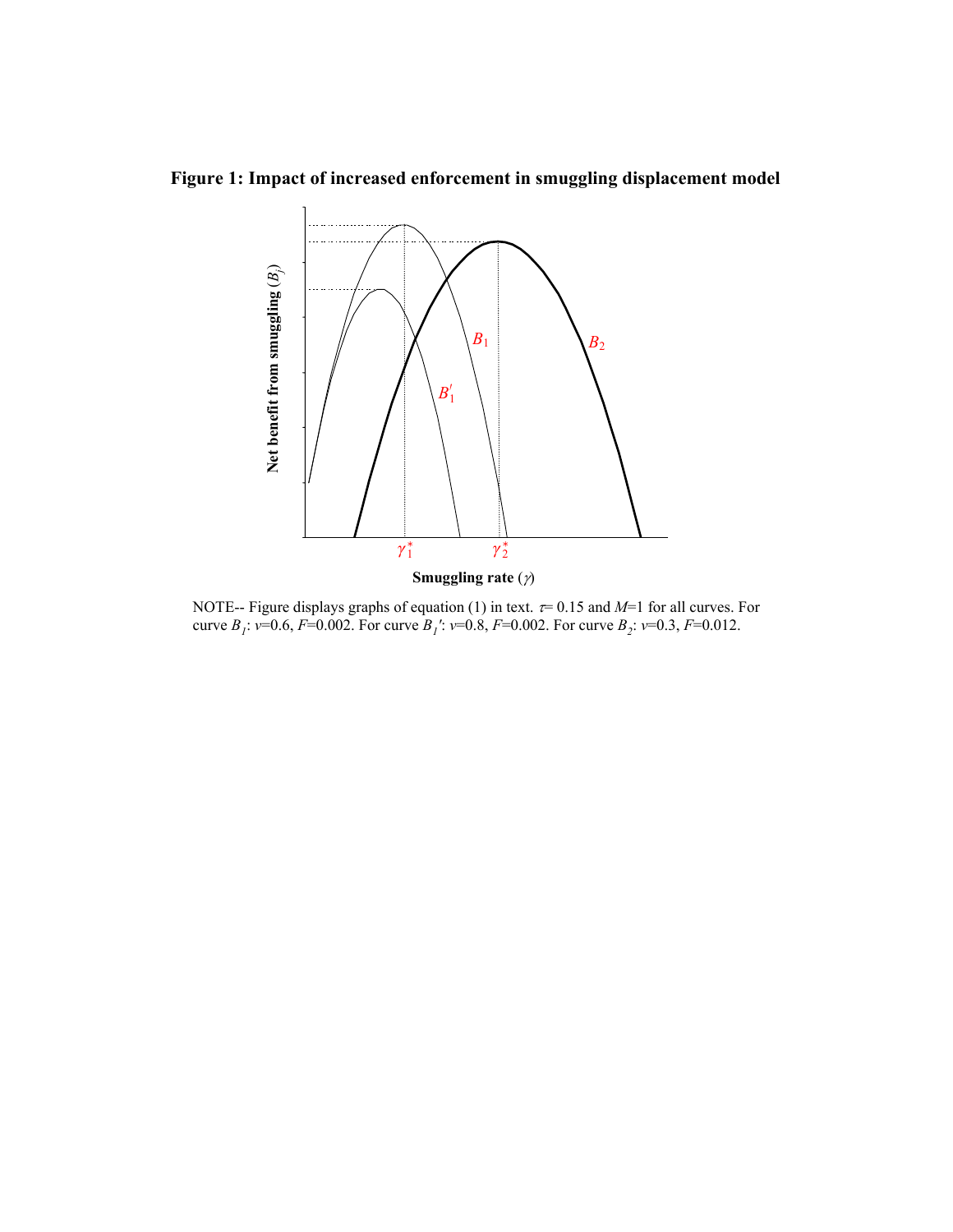**Figure 1: Impact of increased enforcement in smuggling displacement model**

NOTE-- Figure displays graphs of equation (1) in text. $\tau$= 0.15 and $M$=1 for all curves. For curve $B_1$: $v$=0.6, $F$=0.002. For curve $B_1'$: $v$=0.8, $F$=0.002. For curve $B_2$: $v$=0.3, $F$=0.012.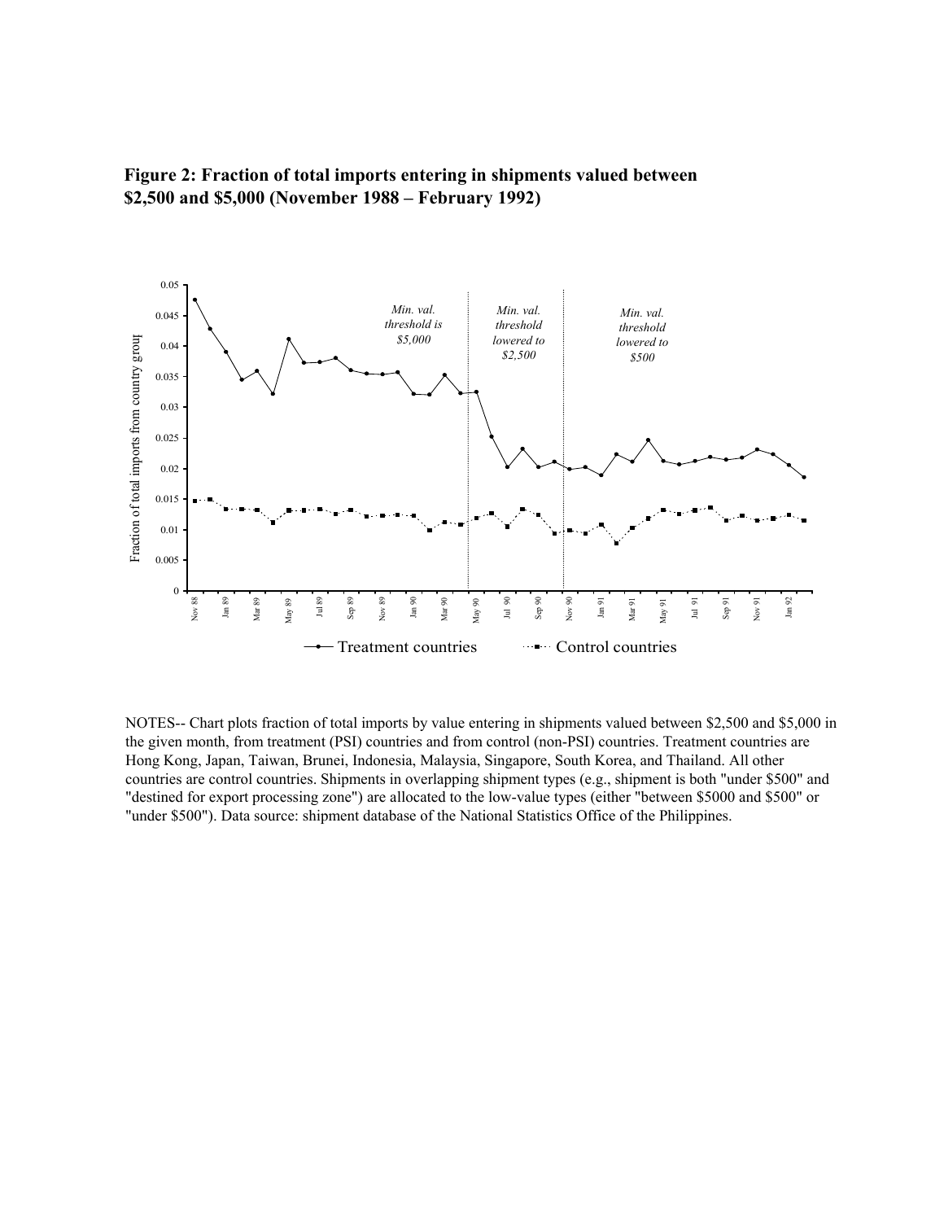**Figure 2: Fraction of total imports entering in shipments valued between \$2,500 and \$5,000 (November 1988 – February 1992)**

NOTES-- Chart plots fraction of total imports by value entering in shipments valued between \$2,500 and \$5,000 in the given month, from treatment (PSI) countries and from control (non-PSI) countries. Treatment countries are Hong Kong, Japan, Taiwan, Brunei, Indonesia, Malaysia, Singapore, South Korea, and Thailand. All other countries are control countries. Shipments in overlapping shipment types (e.g., shipment is both "under \$500" and "destined for export processing zone") are allocated to the low-value types (either "between \$5000 and \$500" or "under \$500"). Data source: shipment database of the National Statistics Office of the Philippines.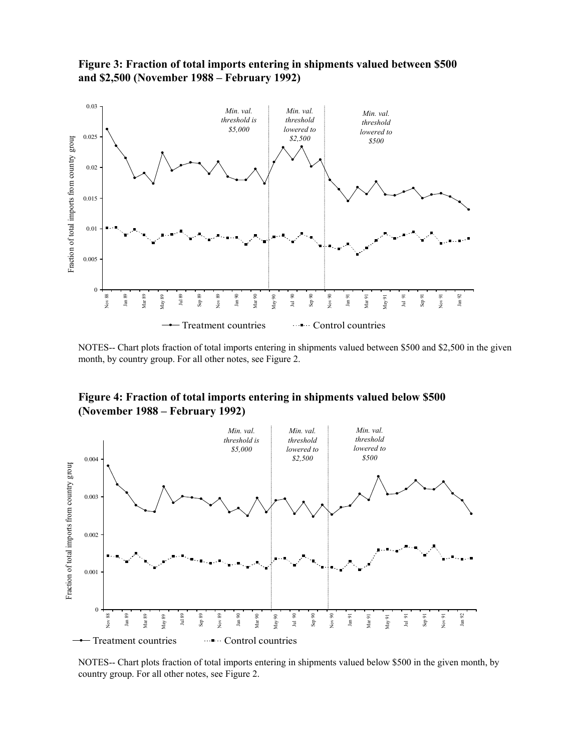**Figure 3: Fraction of total imports entering in shipments valued between $500 and $2,500 (November 1988 – February 1992)**

NOTES-- Chart plots fraction of total imports entering in shipments valued between $500 and $2,500 in the given month, by country group. For all other notes, see Figure 2.

**Figure 4: Fraction of total imports entering in shipments valued below $500 (November 1988 – February 1992)**

NOTES-- Chart plots fraction of total imports entering in shipments valued below $500 in the given month, by country group. For all other notes, see Figure 2.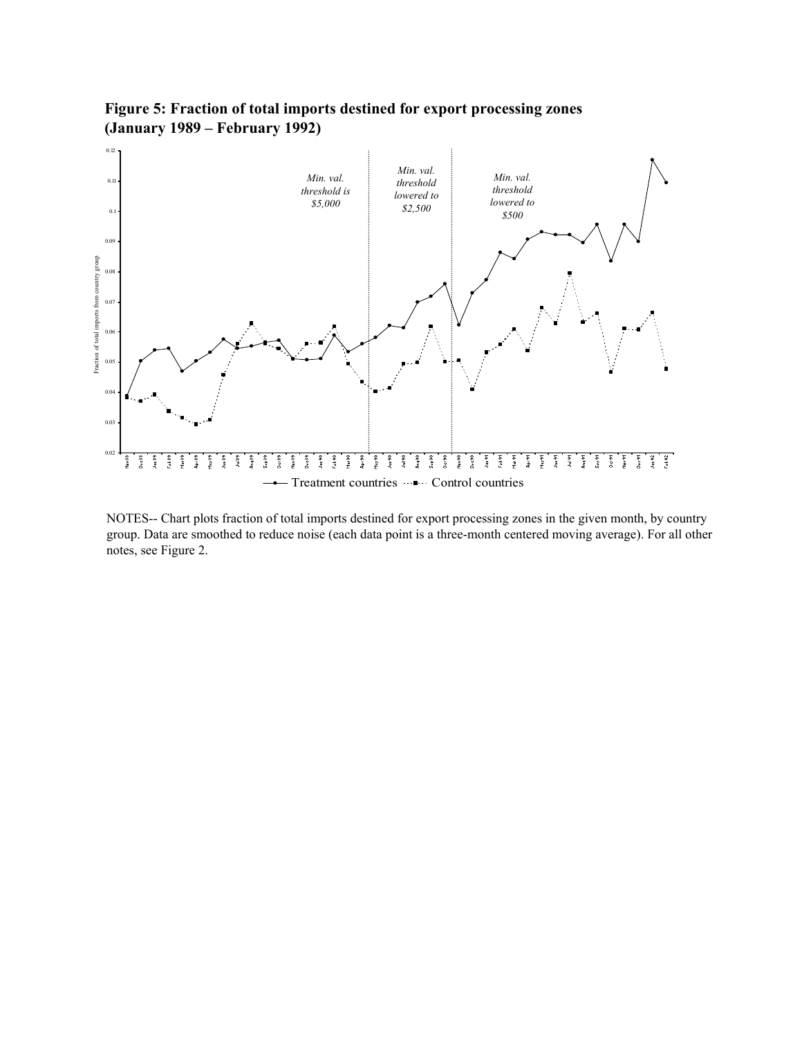**Figure 5: Fraction of total imports destined for export processing zones (January 1989 – February 1992)**

Min. val. threshold is $5,000

Min. val. threshold lowered to $2,500

Min. val. threshold lowered to $500

Fraction of total imports from country group

0.12
0.11
0.1
0.09
0.08
0.07
0.06
0.05
0.04
0.03
0.02

Treatment countries
Control countries

NOTES-- Chart plots fraction of total imports destined for export processing zones in the given month, by country group. Data are smoothed to reduce noise (each data point is a three-month centered moving average). For all other notes, see Figure 2.